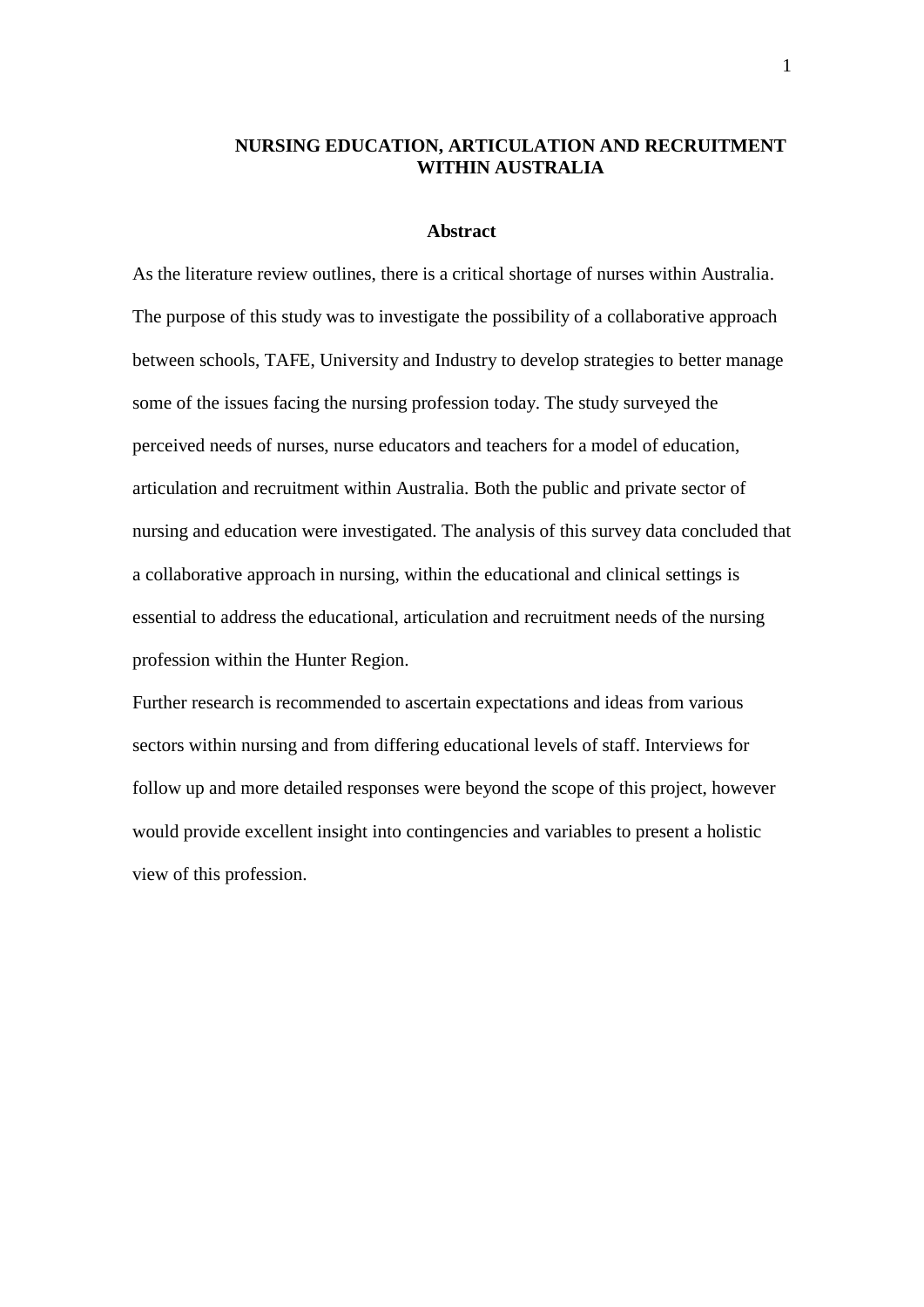# NURSING EDUCATION, ARTICULATION AND RECRUITMENT WITHIN AUSTRALIA

## Abstract

As the literature review outlines, there is a critical shortage of nurses within Australia. The purpose of this study was to investigate the possibility of a collaborative approach between schools, TAFE, University and Industry to develop strategies to better manage some of the issues facing the nursing profession today. The study surveyed the perceived needs of nurses, nurse educators and teachers for a model of education, articulation and recruitment within Australia. Both the public and private sector of nursing and education were investigated. The analysis of this survey data concluded that a collaborative approach in nursing, within the educational and clinical settings is essential to address the educational, articulation and recruitment needs of the nursing profession within the Hunter Region.

Further research is recommended to ascertain expectations and ideas from various sectors within nursing and from differing educational levels of staff. Interviews for follow up and more detailed responses were beyond the scope of this project, however would provide excellent insight into contingencies and variables to present a holistic view of this profession.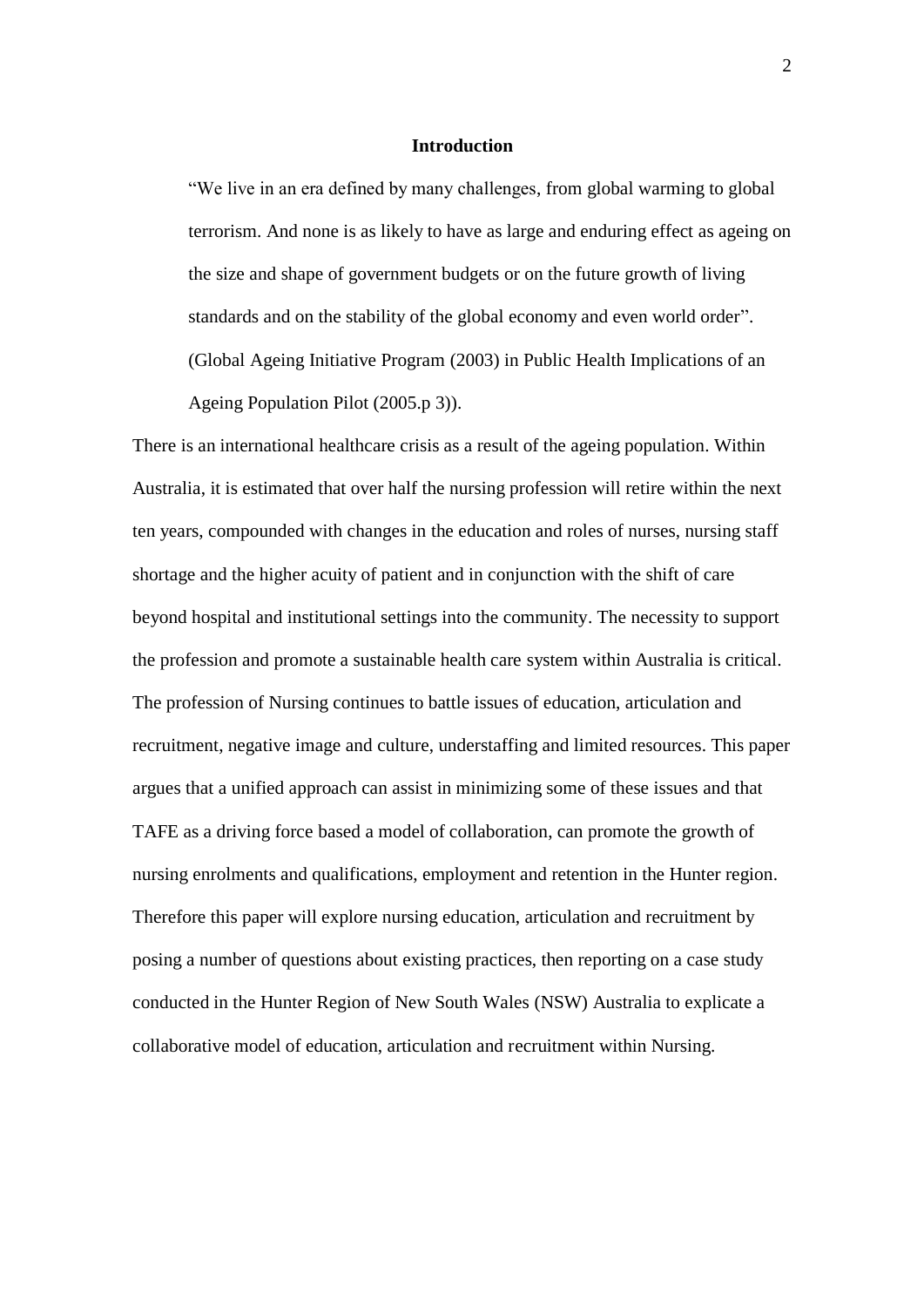## Introduction

> "We live in an era defined by many challenges, from global warming to global terrorism. And none is as likely to have as large and enduring effect as ageing on the size and shape of government budgets or on the future growth of living standards and on the stability of the global economy and even world order". (Global Ageing Initiative Program (2003) in Public Health Implications of an Ageing Population Pilot (2005.p 3)).

There is an international healthcare crisis as a result of the ageing population. Within Australia, it is estimated that over half the nursing profession will retire within the next ten years, compounded with changes in the education and roles of nurses, nursing staff shortage and the higher acuity of patient and in conjunction with the shift of care beyond hospital and institutional settings into the community. The necessity to support the profession and promote a sustainable health care system within Australia is critical. The profession of Nursing continues to battle issues of education, articulation and recruitment, negative image and culture, understaffing and limited resources. This paper argues that a unified approach can assist in minimizing some of these issues and that TAFE as a driving force based a model of collaboration, can promote the growth of nursing enrolments and qualifications, employment and retention in the Hunter region. Therefore this paper will explore nursing education, articulation and recruitment by posing a number of questions about existing practices, then reporting on a case study conducted in the Hunter Region of New South Wales (NSW) Australia to explicate a collaborative model of education, articulation and recruitment within Nursing.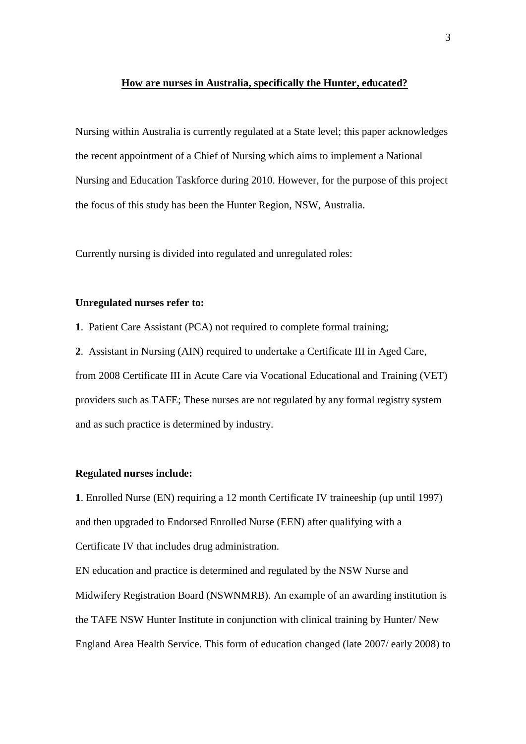## How are nurses in Australia, specifically the Hunter, educated?

Nursing within Australia is currently regulated at a State level; this paper acknowledges the recent appointment of a Chief of Nursing which aims to implement a National Nursing and Education Taskforce during 2010. However, for the purpose of this project the focus of this study has been the Hunter Region, NSW, Australia.

Currently nursing is divided into regulated and unregulated roles:

**Unregulated nurses refer to:**

**1**. Patient Care Assistant (PCA) not required to complete formal training;

**2**. Assistant in Nursing (AIN) required to undertake a Certificate III in Aged Care, from 2008 Certificate III in Acute Care via Vocational Educational and Training (VET) providers such as TAFE; These nurses are not regulated by any formal registry system and as such practice is determined by industry.

**Regulated nurses include:**

**1**. Enrolled Nurse (EN) requiring a 12 month Certificate IV traineeship (up until 1997) and then upgraded to Endorsed Enrolled Nurse (EEN) after qualifying with a Certificate IV that includes drug administration.

EN education and practice is determined and regulated by the NSW Nurse and Midwifery Registration Board (NSWNMRB). An example of an awarding institution is the TAFE NSW Hunter Institute in conjunction with clinical training by Hunter/ New England Area Health Service. This form of education changed (late 2007/ early 2008) to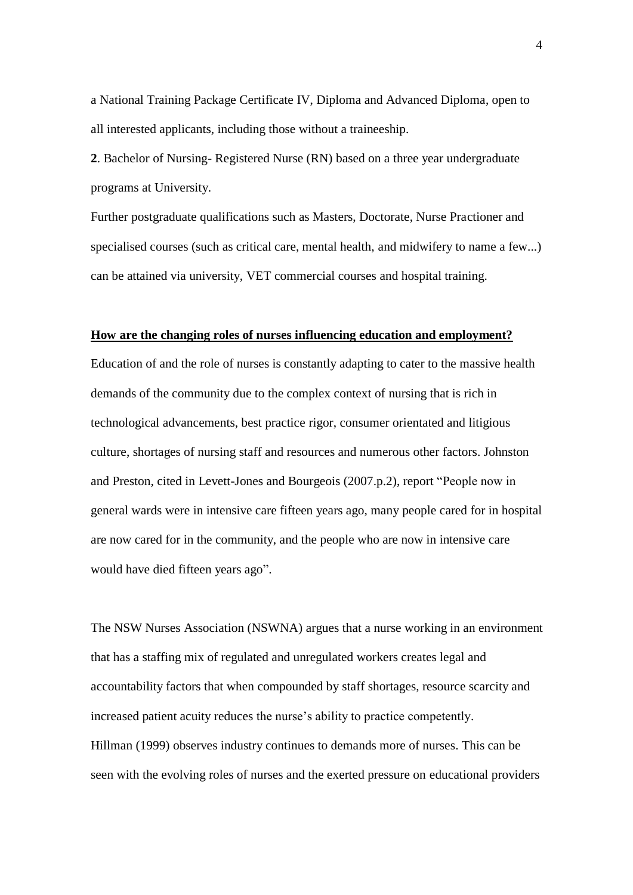a National Training Package Certificate IV, Diploma and Advanced Diploma, open to all interested applicants, including those without a traineeship.

**2**. Bachelor of Nursing- Registered Nurse (RN) based on a three year undergraduate programs at University.

Further postgraduate qualifications such as Masters, Doctorate, Nurse Practioner and specialised courses (such as critical care, mental health, and midwifery to name a few...) can be attained via university, VET commercial courses and hospital training.

**<u>How are the changing roles of nurses influencing education and employment?</u>**

Education of and the role of nurses is constantly adapting to cater to the massive health demands of the community due to the complex context of nursing that is rich in technological advancements, best practice rigor, consumer orientated and litigious culture, shortages of nursing staff and resources and numerous other factors. Johnston and Preston, cited in Levett-Jones and Bourgeois (2007.p.2), report "People now in general wards were in intensive care fifteen years ago, many people cared for in hospital are now cared for in the community, and the people who are now in intensive care would have died fifteen years ago".

The NSW Nurses Association (NSWNA) argues that a nurse working in an environment that has a staffing mix of regulated and unregulated workers creates legal and accountability factors that when compounded by staff shortages, resource scarcity and increased patient acuity reduces the nurse's ability to practice competently.

Hillman (1999) observes industry continues to demands more of nurses. This can be seen with the evolving roles of nurses and the exerted pressure on educational providers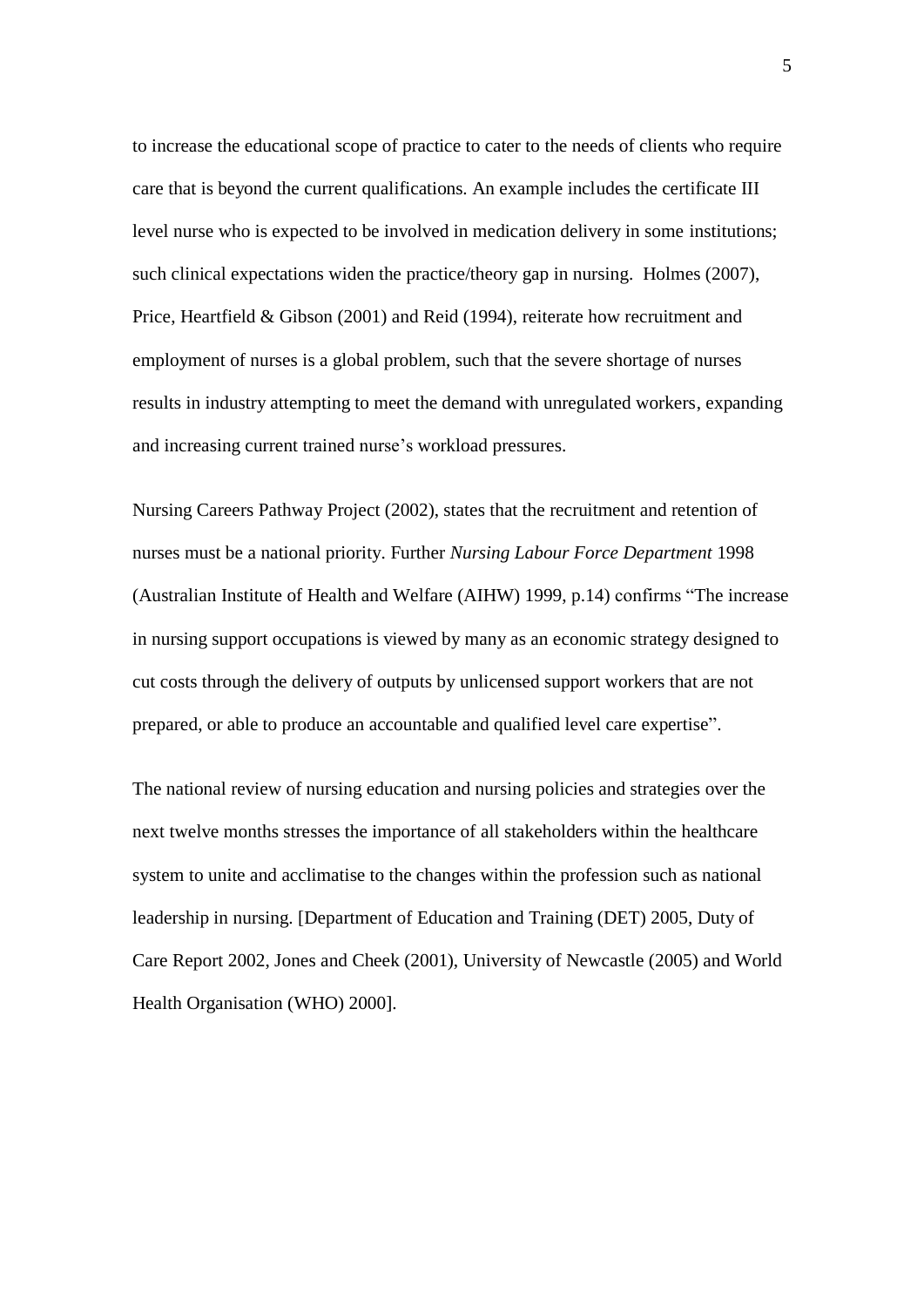to increase the educational scope of practice to cater to the needs of clients who require care that is beyond the current qualifications. An example includes the certificate III level nurse who is expected to be involved in medication delivery in some institutions; such clinical expectations widen the practice/theory gap in nursing. Holmes (2007), Price, Heartfield & Gibson (2001) and Reid (1994), reiterate how recruitment and employment of nurses is a global problem, such that the severe shortage of nurses results in industry attempting to meet the demand with unregulated workers, expanding and increasing current trained nurse's workload pressures.

Nursing Careers Pathway Project (2002), states that the recruitment and retention of nurses must be a national priority. Further *Nursing Labour Force Department* 1998 (Australian Institute of Health and Welfare (AIHW) 1999, p.14) confirms "The increase in nursing support occupations is viewed by many as an economic strategy designed to cut costs through the delivery of outputs by unlicensed support workers that are not prepared, or able to produce an accountable and qualified level care expertise".

The national review of nursing education and nursing policies and strategies over the next twelve months stresses the importance of all stakeholders within the healthcare system to unite and acclimatise to the changes within the profession such as national leadership in nursing. [Department of Education and Training (DET) 2005, Duty of Care Report 2002, Jones and Cheek (2001), University of Newcastle (2005) and World Health Organisation (WHO) 2000].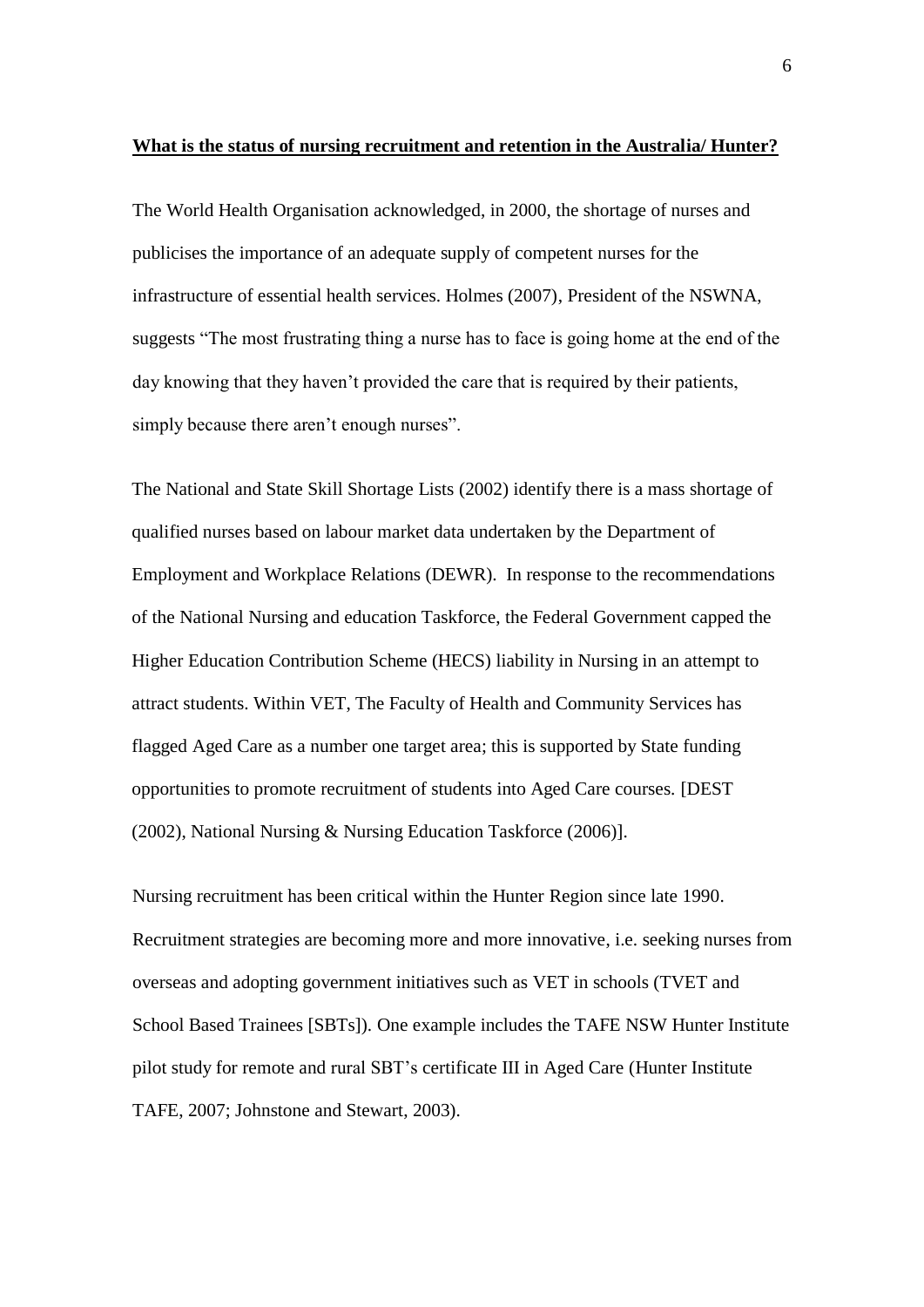**What is the status of nursing recruitment and retention in the Australia/ Hunter?**

The World Health Organisation acknowledged, in 2000, the shortage of nurses and publicises the importance of an adequate supply of competent nurses for the infrastructure of essential health services. Holmes (2007), President of the NSWNA, suggests "The most frustrating thing a nurse has to face is going home at the end of the day knowing that they haven't provided the care that is required by their patients, simply because there aren't enough nurses".

The National and State Skill Shortage Lists (2002) identify there is a mass shortage of qualified nurses based on labour market data undertaken by the Department of Employment and Workplace Relations (DEWR). In response to the recommendations of the National Nursing and education Taskforce, the Federal Government capped the Higher Education Contribution Scheme (HECS) liability in Nursing in an attempt to attract students. Within VET, The Faculty of Health and Community Services has flagged Aged Care as a number one target area; this is supported by State funding opportunities to promote recruitment of students into Aged Care courses. [DEST (2002), National Nursing & Nursing Education Taskforce (2006)].

Nursing recruitment has been critical within the Hunter Region since late 1990. Recruitment strategies are becoming more and more innovative, i.e. seeking nurses from overseas and adopting government initiatives such as VET in schools (TVET and School Based Trainees [SBTs]). One example includes the TAFE NSW Hunter Institute pilot study for remote and rural SBT's certificate III in Aged Care (Hunter Institute TAFE, 2007; Johnstone and Stewart, 2003).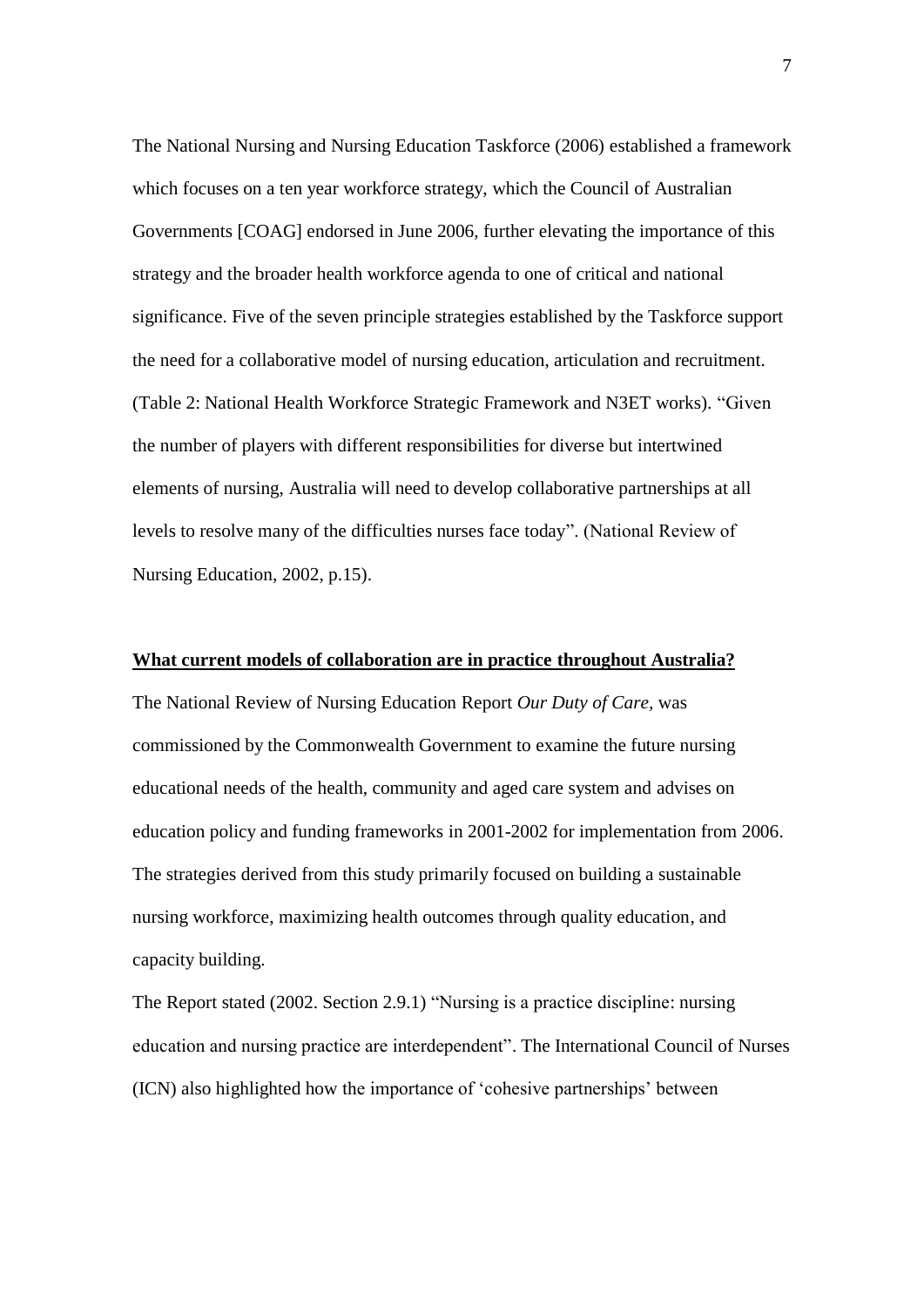The National Nursing and Nursing Education Taskforce (2006) established a framework which focuses on a ten year workforce strategy, which the Council of Australian Governments [COAG] endorsed in June 2006, further elevating the importance of this strategy and the broader health workforce agenda to one of critical and national significance. Five of the seven principle strategies established by the Taskforce support the need for a collaborative model of nursing education, articulation and recruitment. (Table 2: National Health Workforce Strategic Framework and N3ET works). "Given the number of players with different responsibilities for diverse but intertwined elements of nursing, Australia will need to develop collaborative partnerships at all levels to resolve many of the difficulties nurses face today". (National Review of Nursing Education, 2002, p.15).

**<u>What current models of collaboration are in practice throughout Australia?</u>**

The National Review of Nursing Education Report *Our Duty of Care*, was commissioned by the Commonwealth Government to examine the future nursing educational needs of the health, community and aged care system and advises on education policy and funding frameworks in 2001-2002 for implementation from 2006. The strategies derived from this study primarily focused on building a sustainable nursing workforce, maximizing health outcomes through quality education, and capacity building.

The Report stated (2002. Section 2.9.1) "Nursing is a practice discipline: nursing education and nursing practice are interdependent". The International Council of Nurses (ICN) also highlighted how the importance of 'cohesive partnerships' between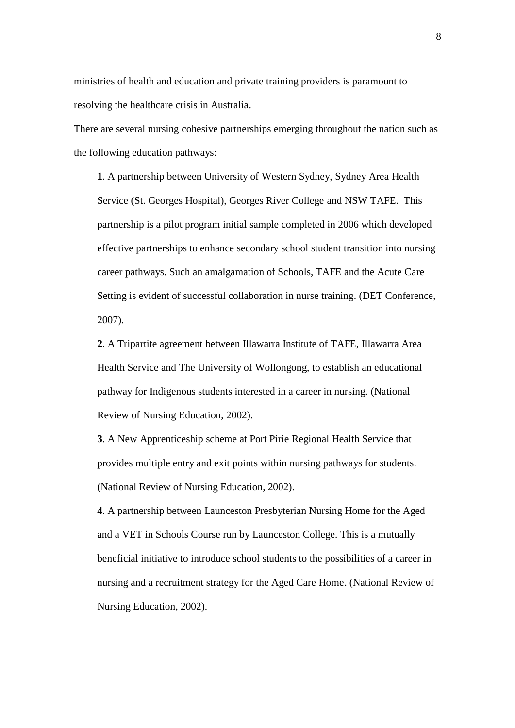ministries of health and education and private training providers is paramount to resolving the healthcare crisis in Australia.

There are several nursing cohesive partnerships emerging throughout the nation such as the following education pathways:

**1**. A partnership between University of Western Sydney, Sydney Area Health Service (St. Georges Hospital), Georges River College and NSW TAFE. This partnership is a pilot program initial sample completed in 2006 which developed effective partnerships to enhance secondary school student transition into nursing career pathways. Such an amalgamation of Schools, TAFE and the Acute Care Setting is evident of successful collaboration in nurse training. (DET Conference, 2007).

**2**. A Tripartite agreement between Illawarra Institute of TAFE, Illawarra Area Health Service and The University of Wollongong, to establish an educational pathway for Indigenous students interested in a career in nursing. (National Review of Nursing Education, 2002).

**3**. A New Apprenticeship scheme at Port Pirie Regional Health Service that provides multiple entry and exit points within nursing pathways for students. (National Review of Nursing Education, 2002).

**4**. A partnership between Launceston Presbyterian Nursing Home for the Aged and a VET in Schools Course run by Launceston College. This is a mutually beneficial initiative to introduce school students to the possibilities of a career in nursing and a recruitment strategy for the Aged Care Home. (National Review of Nursing Education, 2002).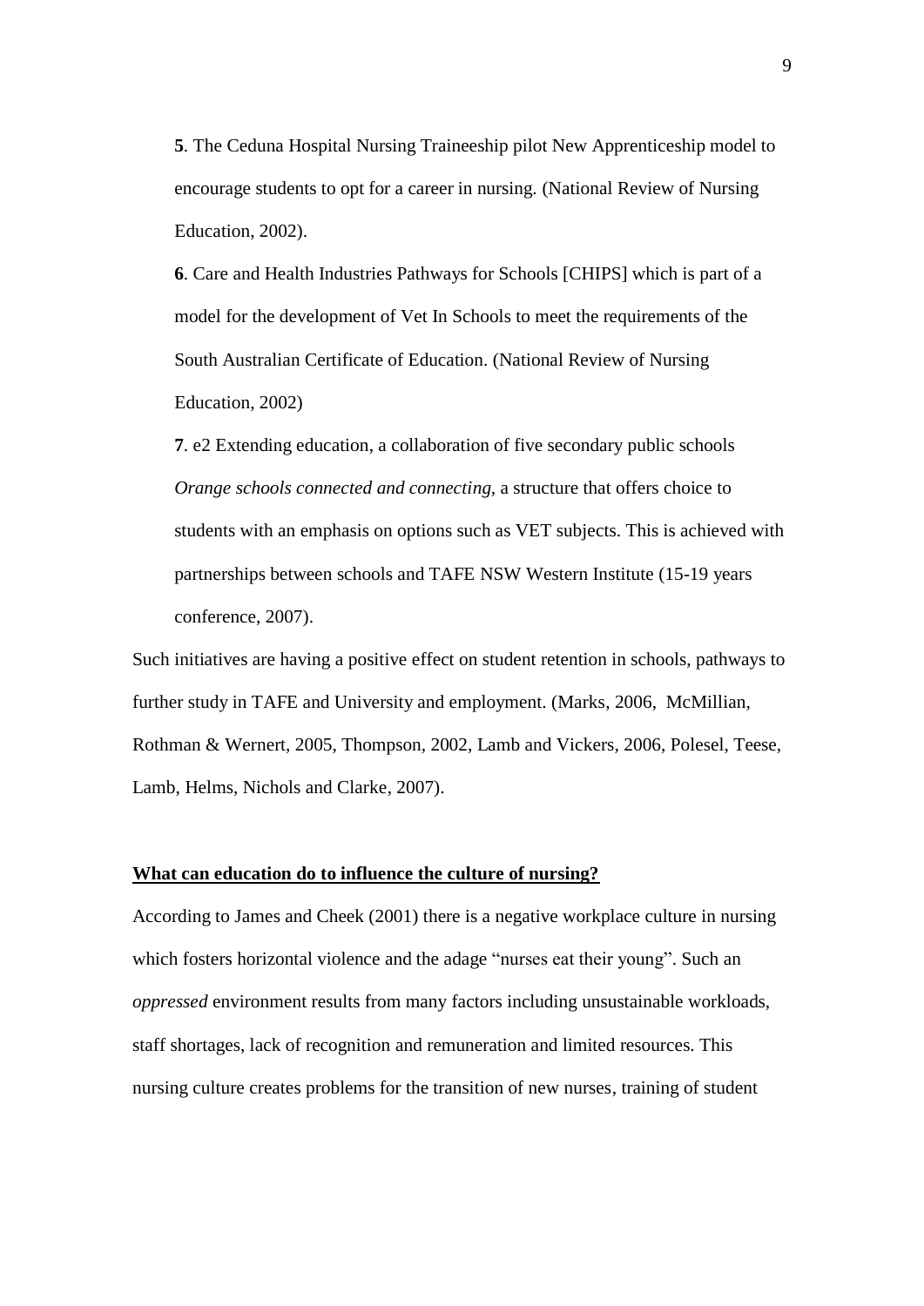**5**. The Ceduna Hospital Nursing Traineeship pilot New Apprenticeship model to encourage students to opt for a career in nursing. (National Review of Nursing Education, 2002).

**6**. Care and Health Industries Pathways for Schools [CHIPS] which is part of a model for the development of Vet In Schools to meet the requirements of the South Australian Certificate of Education. (National Review of Nursing Education, 2002)

**7**. e2 Extending education, a collaboration of five secondary public schools *Orange schools connected and connecting,* a structure that offers choice to students with an emphasis on options such as VET subjects. This is achieved with partnerships between schools and TAFE NSW Western Institute (15-19 years conference, 2007).

Such initiatives are having a positive effect on student retention in schools, pathways to further study in TAFE and University and employment. (Marks, 2006, McMillian, Rothman & Wernert, 2005, Thompson, 2002, Lamb and Vickers, 2006, Polesel, Teese, Lamb, Helms, Nichols and Clarke, 2007).

**What can education do to influence the culture of nursing?**

According to James and Cheek (2001) there is a negative workplace culture in nursing which fosters horizontal violence and the adage "nurses eat their young". Such an *oppressed* environment results from many factors including unsustainable workloads, staff shortages, lack of recognition and remuneration and limited resources. This nursing culture creates problems for the transition of new nurses, training of student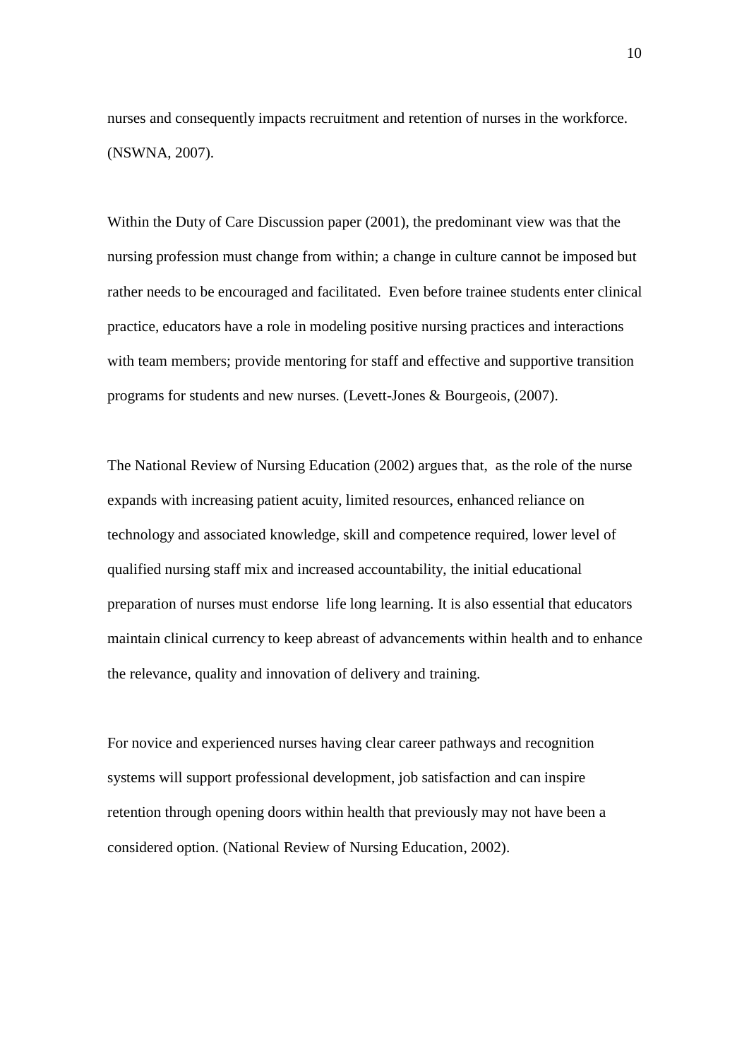nurses and consequently impacts recruitment and retention of nurses in the workforce. (NSWNA, 2007).

Within the Duty of Care Discussion paper (2001), the predominant view was that the nursing profession must change from within; a change in culture cannot be imposed but rather needs to be encouraged and facilitated. Even before trainee students enter clinical practice, educators have a role in modeling positive nursing practices and interactions with team members; provide mentoring for staff and effective and supportive transition programs for students and new nurses. (Levett-Jones & Bourgeois, (2007).

The National Review of Nursing Education (2002) argues that, as the role of the nurse expands with increasing patient acuity, limited resources, enhanced reliance on technology and associated knowledge, skill and competence required, lower level of qualified nursing staff mix and increased accountability, the initial educational preparation of nurses must endorse life long learning. It is also essential that educators maintain clinical currency to keep abreast of advancements within health and to enhance the relevance, quality and innovation of delivery and training.

For novice and experienced nurses having clear career pathways and recognition systems will support professional development, job satisfaction and can inspire retention through opening doors within health that previously may not have been a considered option. (National Review of Nursing Education, 2002).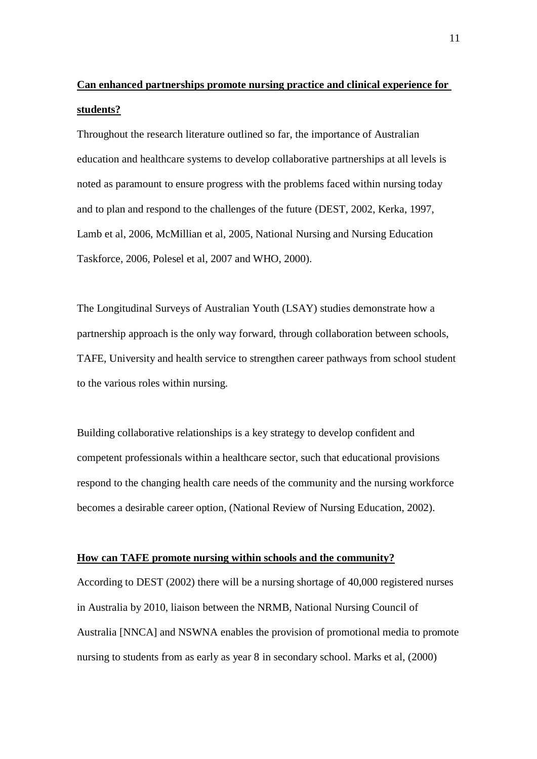## **Can enhanced partnerships promote nursing practice and clinical experience for students?**

Throughout the research literature outlined so far, the importance of Australian education and healthcare systems to develop collaborative partnerships at all levels is noted as paramount to ensure progress with the problems faced within nursing today and to plan and respond to the challenges of the future (DEST, 2002, Kerka, 1997, Lamb et al, 2006, McMillian et al, 2005, National Nursing and Nursing Education Taskforce, 2006, Polesel et al, 2007 and WHO, 2000).

The Longitudinal Surveys of Australian Youth (LSAY) studies demonstrate how a partnership approach is the only way forward, through collaboration between schools, TAFE, University and health service to strengthen career pathways from school student to the various roles within nursing.

Building collaborative relationships is a key strategy to develop confident and competent professionals within a healthcare sector, such that educational provisions respond to the changing health care needs of the community and the nursing workforce becomes a desirable career option, (National Review of Nursing Education, 2002).

## **How can TAFE promote nursing within schools and the community?**

According to DEST (2002) there will be a nursing shortage of 40,000 registered nurses in Australia by 2010, liaison between the NRMB, National Nursing Council of Australia [NNCA] and NSWNA enables the provision of promotional media to promote nursing to students from as early as year 8 in secondary school. Marks et al, (2000)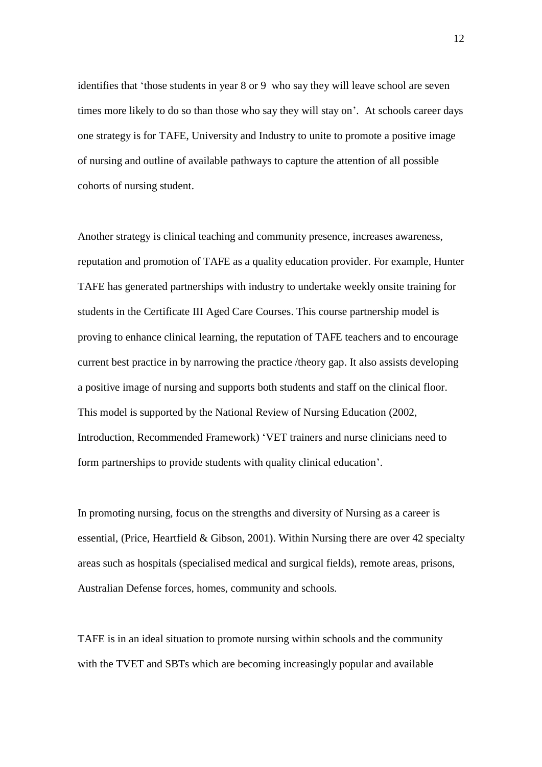identifies that 'those students in year 8 or 9 who say they will leave school are seven times more likely to do so than those who say they will stay on'. At schools career days one strategy is for TAFE, University and Industry to unite to promote a positive image of nursing and outline of available pathways to capture the attention of all possible cohorts of nursing student.

Another strategy is clinical teaching and community presence, increases awareness, reputation and promotion of TAFE as a quality education provider. For example, Hunter TAFE has generated partnerships with industry to undertake weekly onsite training for students in the Certificate III Aged Care Courses. This course partnership model is proving to enhance clinical learning, the reputation of TAFE teachers and to encourage current best practice in by narrowing the practice /theory gap. It also assists developing a positive image of nursing and supports both students and staff on the clinical floor. This model is supported by the National Review of Nursing Education (2002, Introduction, Recommended Framework) 'VET trainers and nurse clinicians need to form partnerships to provide students with quality clinical education'.

In promoting nursing, focus on the strengths and diversity of Nursing as a career is essential, (Price, Heartfield & Gibson, 2001). Within Nursing there are over 42 specialty areas such as hospitals (specialised medical and surgical fields), remote areas, prisons, Australian Defense forces, homes, community and schools.

TAFE is in an ideal situation to promote nursing within schools and the community with the TVET and SBTs which are becoming increasingly popular and available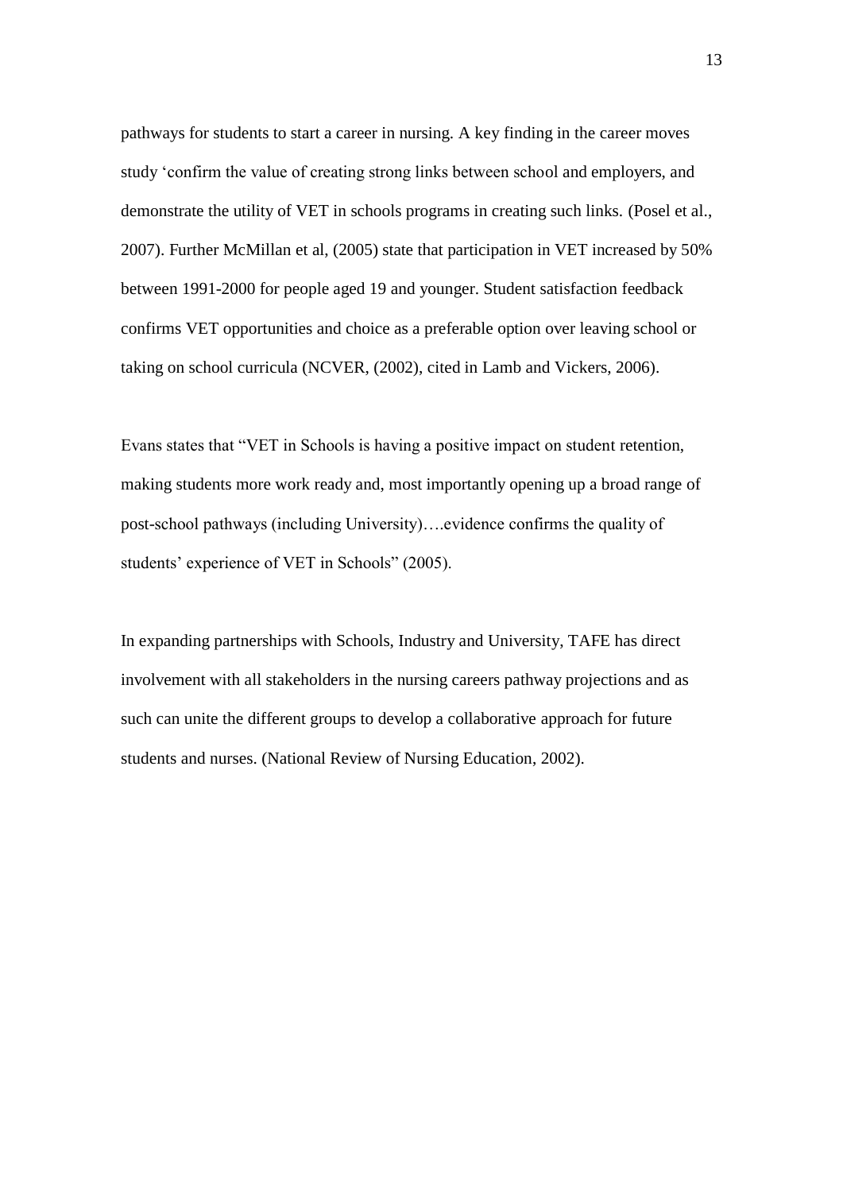pathways for students to start a career in nursing. A key finding in the career moves study 'confirm the value of creating strong links between school and employers, and demonstrate the utility of VET in schools programs in creating such links. (Posel et al., 2007). Further McMillan et al, (2005) state that participation in VET increased by 50% between 1991-2000 for people aged 19 and younger. Student satisfaction feedback confirms VET opportunities and choice as a preferable option over leaving school or taking on school curricula (NCVER, (2002), cited in Lamb and Vickers, 2006).

Evans states that "VET in Schools is having a positive impact on student retention, making students more work ready and, most importantly opening up a broad range of post-school pathways (including University)….evidence confirms the quality of students' experience of VET in Schools" (2005).

In expanding partnerships with Schools, Industry and University, TAFE has direct involvement with all stakeholders in the nursing careers pathway projections and as such can unite the different groups to develop a collaborative approach for future students and nurses. (National Review of Nursing Education, 2002).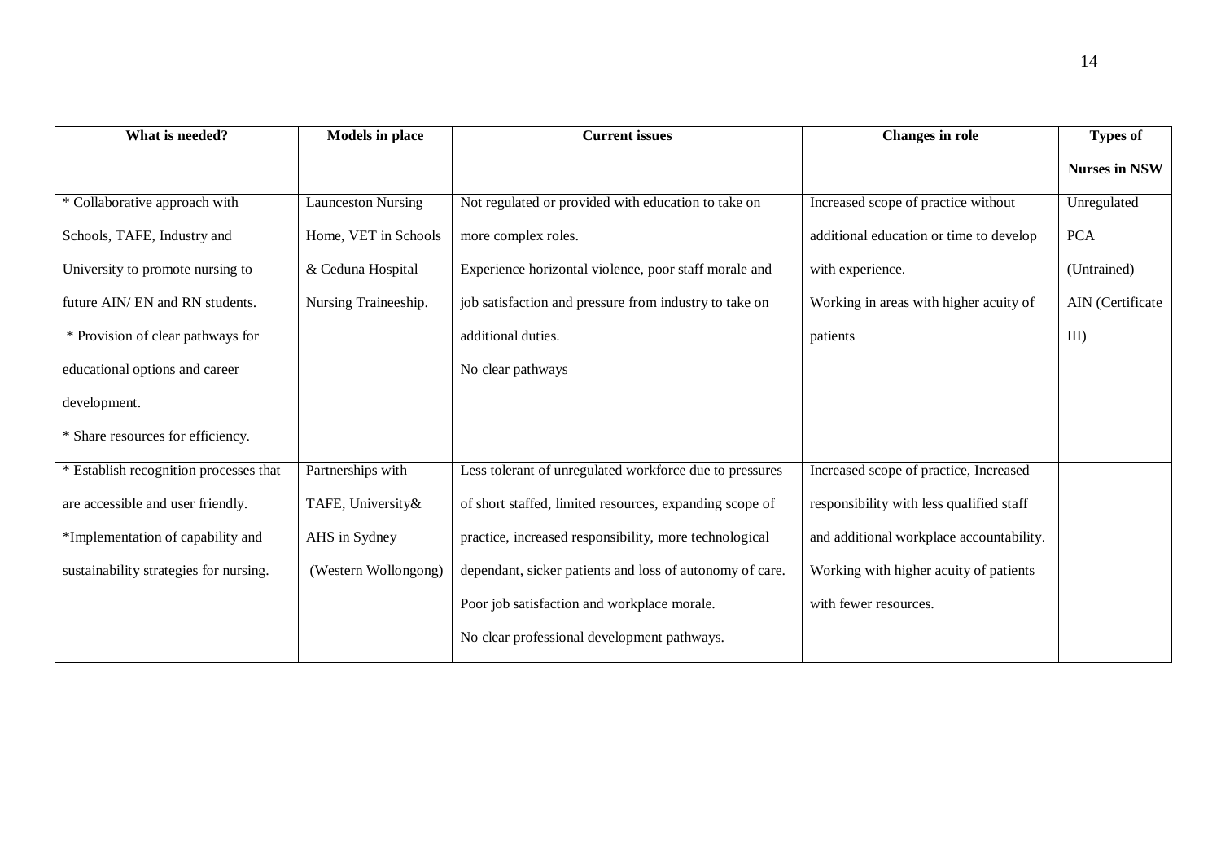| What is needed? | Models in place | Current issues | Changes in role | Types of Nurses in NSW |
|---|---|---|---|---|
| * Collaborative approach with Schools, TAFE, Industry and University to promote nursing to future AIN/ EN and RN students.<br>* Provision of clear pathways for educational options and career development.<br>* Share resources for efficiency. | Launceston Nursing Home, VET in Schools & Ceduna Hospital Nursing Traineeship. | Not regulated or provided with education to take on more complex roles.<br>Experience horizontal violence, poor staff morale and job satisfaction and pressure from industry to take on additional duties.<br>No clear pathways | Increased scope of practice without additional education or time to develop with experience.<br>Working in areas with higher acuity of patients | Unregulated PCA (Untrained) AIN (Certificate III) |
| * Establish recognition processes that are accessible and user friendly.<br>*Implementation of capability and sustainability strategies for nursing. | Partnerships with TAFE, University& AHS in Sydney (Western Wollongong) | Less tolerant of unregulated workforce due to pressures of short staffed, limited resources, expanding scope of practice, increased responsibility, more technological dependant, sicker patients and loss of autonomy of care.<br>Poor job satisfaction and workplace morale.<br>No clear professional development pathways. | Increased scope of practice, Increased responsibility with less qualified staff and additional workplace accountability.<br>Working with higher acuity of patients with fewer resources. | |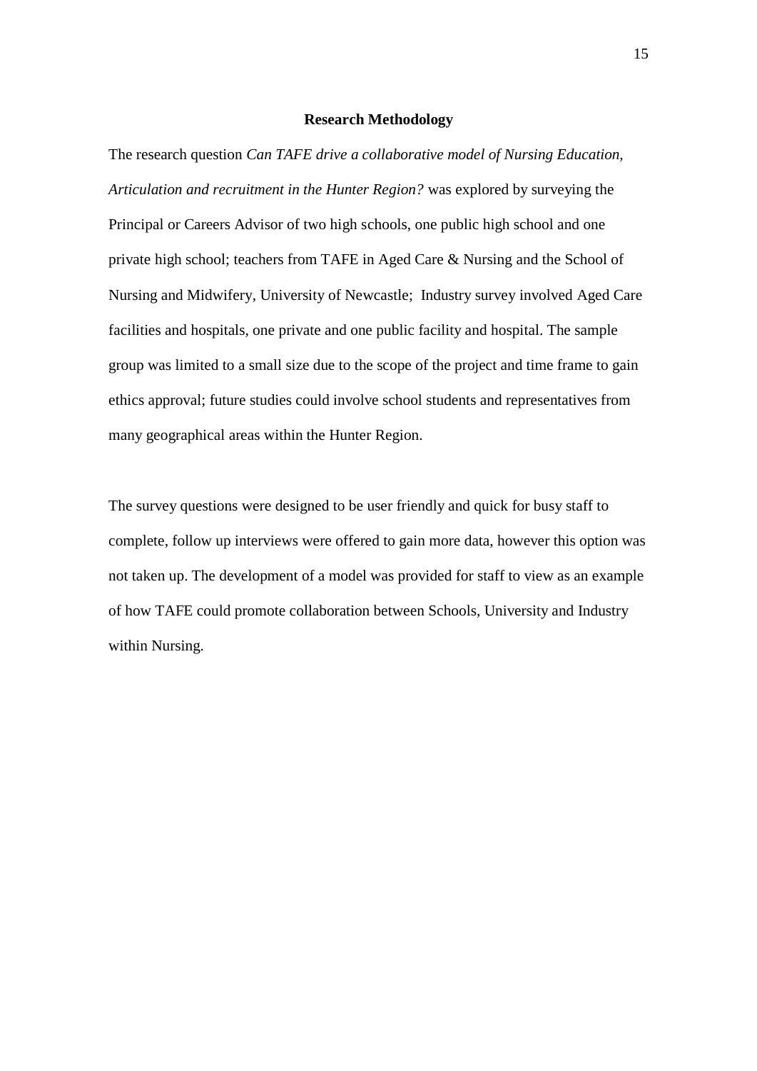## Research Methodology

The research question *Can TAFE drive a collaborative model of Nursing Education, Articulation and recruitment in the Hunter Region?* was explored by surveying the Principal or Careers Advisor of two high schools, one public high school and one private high school; teachers from TAFE in Aged Care & Nursing and the School of Nursing and Midwifery, University of Newcastle;  Industry survey involved Aged Care facilities and hospitals, one private and one public facility and hospital. The sample group was limited to a small size due to the scope of the project and time frame to gain ethics approval; future studies could involve school students and representatives from many geographical areas within the Hunter Region.

The survey questions were designed to be user friendly and quick for busy staff to complete, follow up interviews were offered to gain more data, however this option was not taken up. The development of a model was provided for staff to view as an example of how TAFE could promote collaboration between Schools, University and Industry within Nursing.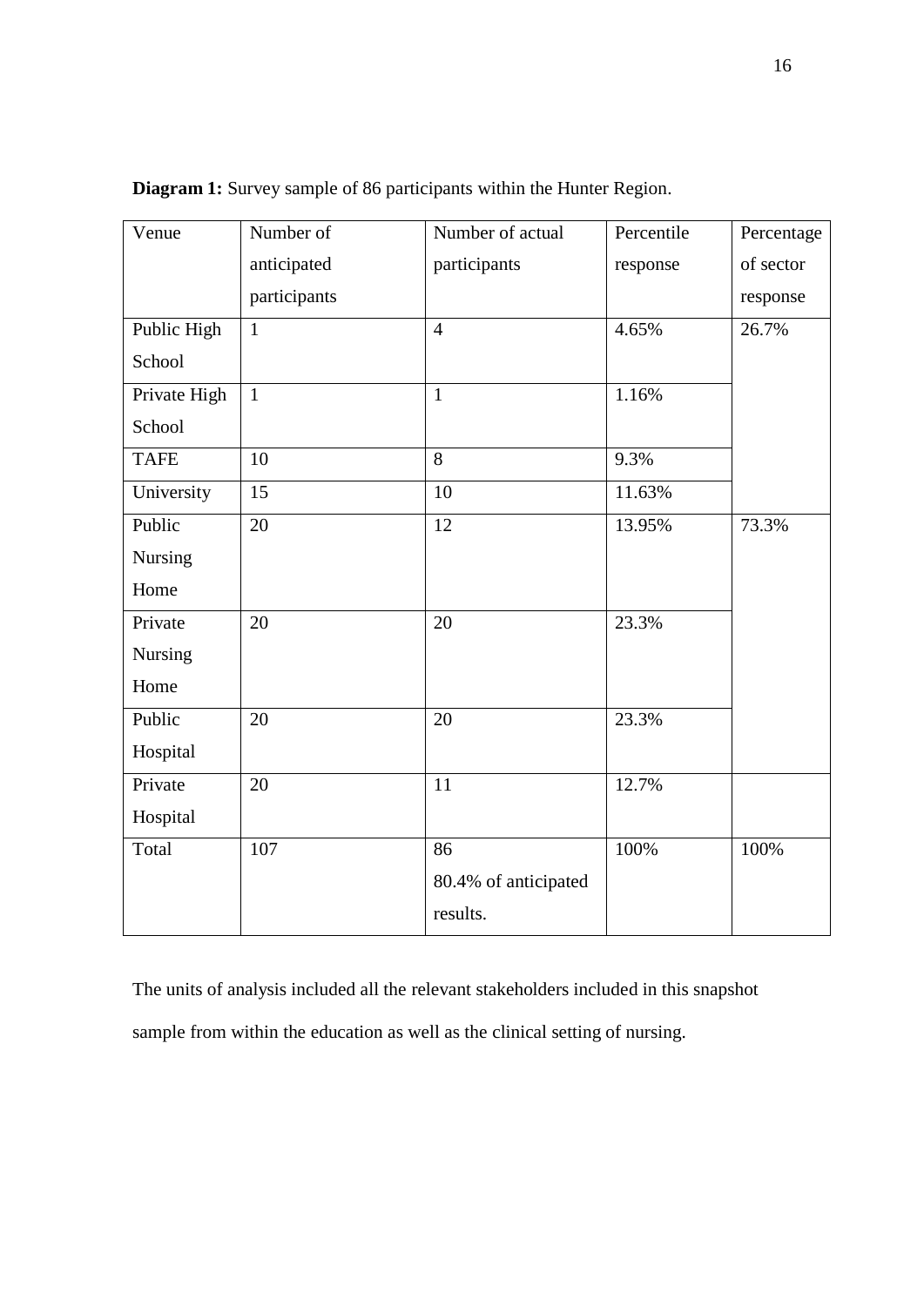**Diagram 1:** Survey sample of 86 participants within the Hunter Region.

| Venue | Number of anticipated participants | Number of actual participants | Percentile response | Percentage of sector response |
|---|---|---|---|---|
| Public High School | 1 | 4 | 4.65% | 26.7% |
| Private High School | 1 | 1 | 1.16% | |
| TAFE | 10 | 8 | 9.3% | |
| University | 15 | 10 | 11.63% | |
| Public Nursing Home | 20 | 12 | 13.95% | 73.3% |
| Private Nursing Home | 20 | 20 | 23.3% | |
| Public Hospital | 20 | 20 | 23.3% | |
| Private Hospital | 20 | 11 | 12.7% | |
| Total | 107 | 86<br>80.4% of anticipated results. | 100% | 100% |

The units of analysis included all the relevant stakeholders included in this snapshot sample from within the education as well as the clinical setting of nursing.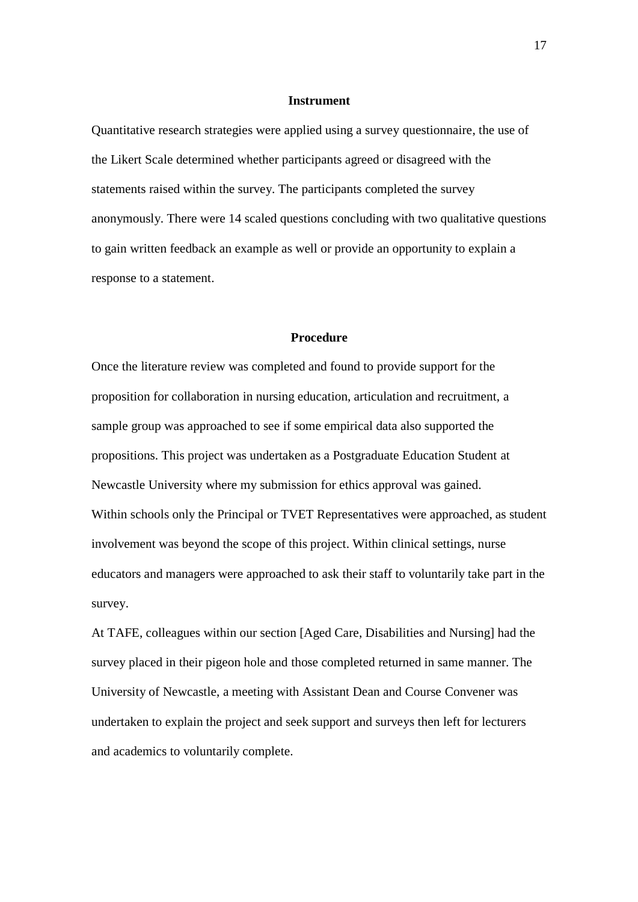## Instrument

Quantitative research strategies were applied using a survey questionnaire, the use of the Likert Scale determined whether participants agreed or disagreed with the statements raised within the survey. The participants completed the survey anonymously. There were 14 scaled questions concluding with two qualitative questions to gain written feedback an example as well or provide an opportunity to explain a response to a statement.

## Procedure

Once the literature review was completed and found to provide support for the proposition for collaboration in nursing education, articulation and recruitment, a sample group was approached to see if some empirical data also supported the propositions. This project was undertaken as a Postgraduate Education Student at Newcastle University where my submission for ethics approval was gained.

Within schools only the Principal or TVET Representatives were approached, as student involvement was beyond the scope of this project. Within clinical settings, nurse educators and managers were approached to ask their staff to voluntarily take part in the survey.

At TAFE, colleagues within our section [Aged Care, Disabilities and Nursing] had the survey placed in their pigeon hole and those completed returned in same manner. The University of Newcastle, a meeting with Assistant Dean and Course Convener was undertaken to explain the project and seek support and surveys then left for lecturers and academics to voluntarily complete.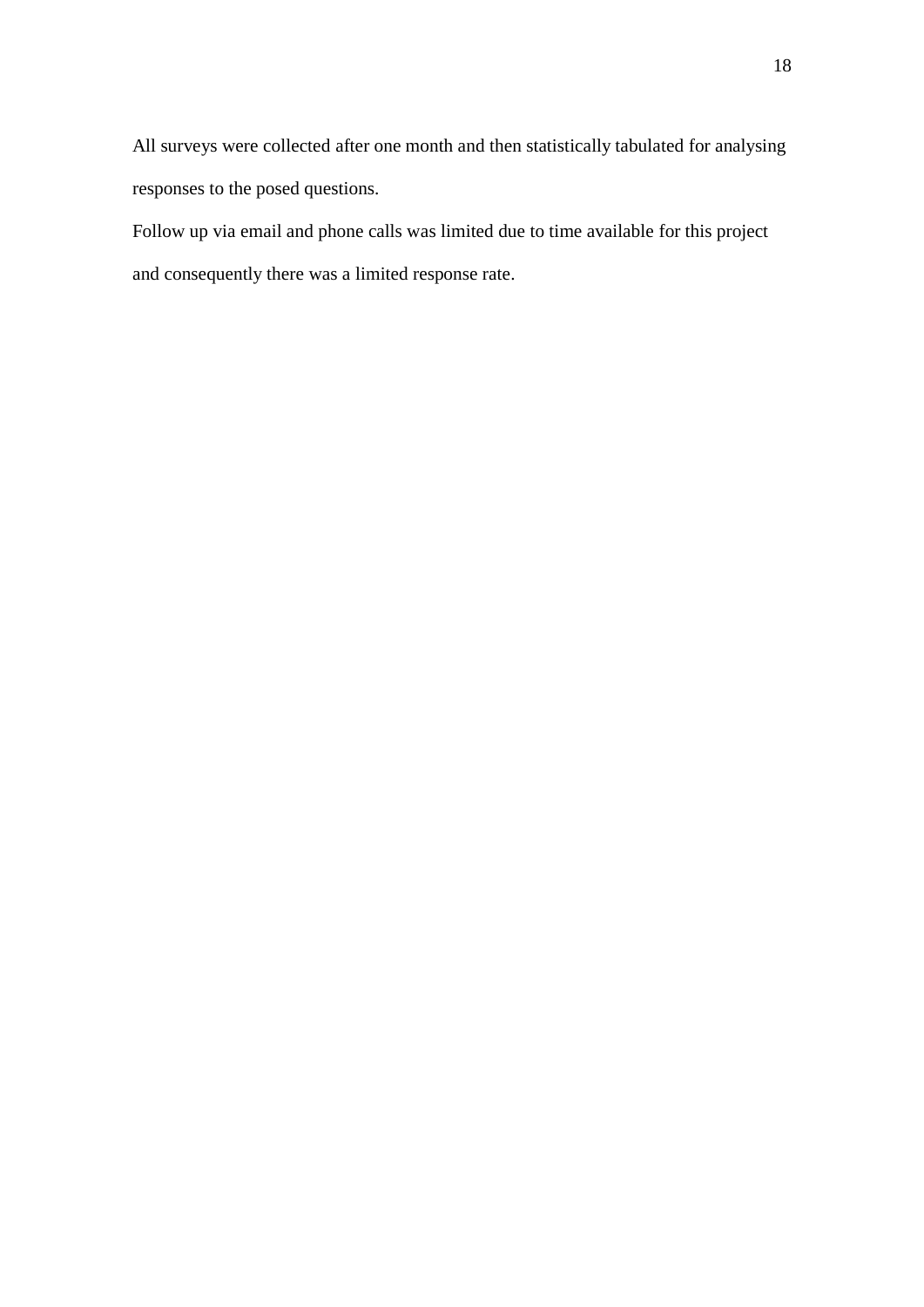All surveys were collected after one month and then statistically tabulated for analysing responses to the posed questions.

Follow up via email and phone calls was limited due to time available for this project and consequently there was a limited response rate.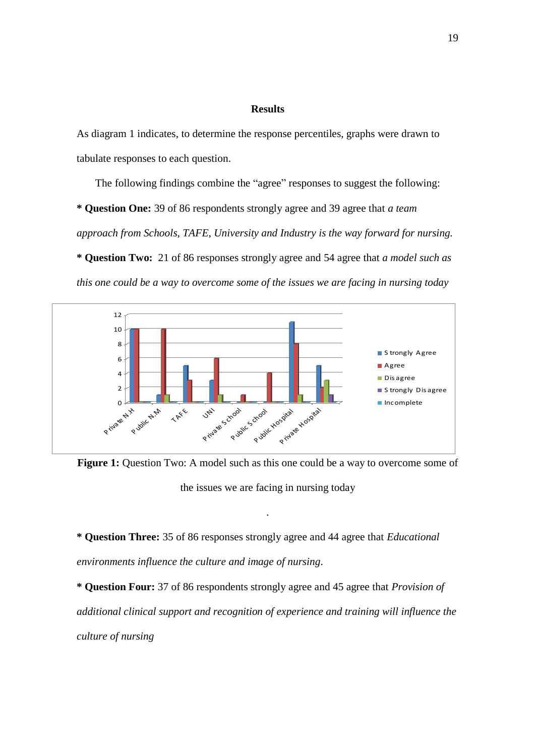## Results

As diagram 1 indicates, to determine the response percentiles, graphs were drawn to tabulate responses to each question.

The following findings combine the "agree" responses to suggest the following:

* **Question One:** 39 of 86 respondents strongly agree and 39 agree that *a team approach from Schools, TAFE, University and Industry is the way forward for nursing.*

* **Question Two:** 21 of 86 responses strongly agree and 54 agree that *a model such as this one could be a way to overcome some of the issues we are facing in nursing today*

**Figure 1:** Question Two: A model such as this one could be a way to overcome some of the issues we are facing in nursing today

.

* **Question Three:** 35 of 86 responses strongly agree and 44 agree that *Educational environments influence the culture and image of nursing*.

* **Question Four:** 37 of 86 respondents strongly agree and 45 agree that *Provision of additional clinical support and recognition of experience and training will influence the culture of nursing*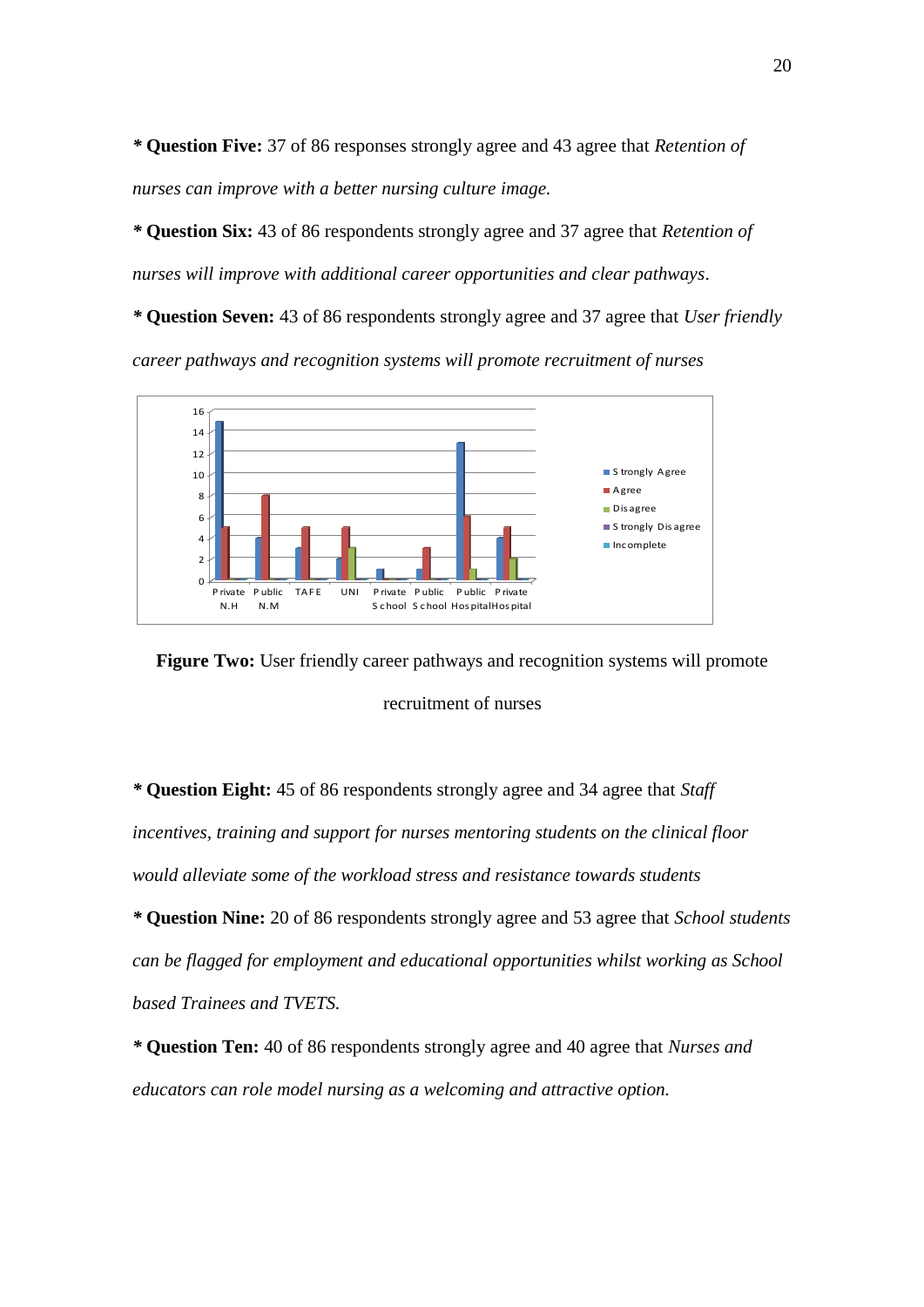**\* Question Five:** 37 of 86 responses strongly agree and 43 agree that *Retention of nurses can improve with a better nursing culture image.*

**\* Question Six:** 43 of 86 respondents strongly agree and 37 agree that *Retention of nurses will improve with additional career opportunities and clear pathways*.

**\* Question Seven:** 43 of 86 respondents strongly agree and 37 agree that *User friendly career pathways and recognition systems will promote recruitment of nurses*

**Figure Two:** User friendly career pathways and recognition systems will promote recruitment of nurses

**\* Question Eight:** 45 of 86 respondents strongly agree and 34 agree that *Staff incentives, training and support for nurses mentoring students on the clinical floor would alleviate some of the workload stress and resistance towards students*

**\* Question Nine:** 20 of 86 respondents strongly agree and 53 agree that *School students can be flagged for employment and educational opportunities whilst working as School based Trainees and TVETS.*

**\* Question Ten:** 40 of 86 respondents strongly agree and 40 agree that *Nurses and educators can role model nursing as a welcoming and attractive option.*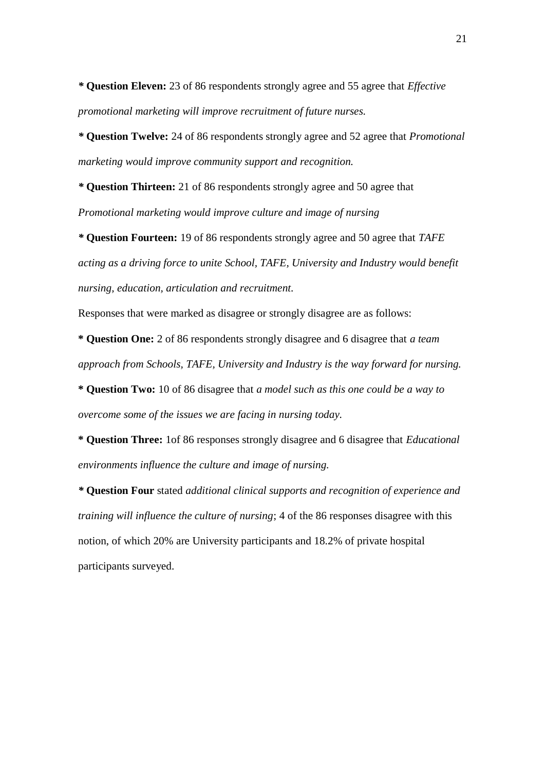***** **Question Eleven:** 23 of 86 respondents strongly agree and 55 agree that *Effective promotional marketing will improve recruitment of future nurses.*

***** **Question Twelve:** 24 of 86 respondents strongly agree and 52 agree that *Promotional marketing would improve community support and recognition.*

***** **Question Thirteen:** 21 of 86 respondents strongly agree and 50 agree that *Promotional marketing would improve culture and image of nursing*

***** **Question Fourteen:** 19 of 86 respondents strongly agree and 50 agree that *TAFE acting as a driving force to unite School, TAFE, University and Industry would benefit nursing, education, articulation and recruitment.*

Responses that were marked as disagree or strongly disagree are as follows:

**\* Question One:** 2 of 86 respondents strongly disagree and 6 disagree that *a team approach from Schools, TAFE, University and Industry is the way forward for nursing.*

**\* Question Two:** 10 of 86 disagree that *a model such as this one could be a way to overcome some of the issues we are facing in nursing today.*

**\* Question Three:** 1of 86 responses strongly disagree and 6 disagree that *Educational environments influence the culture and image of nursing.*

***** **Question Four** stated *additional clinical supports and recognition of experience and training will influence the culture of nursing*; 4 of the 86 responses disagree with this notion, of which 20% are University participants and 18.2% of private hospital participants surveyed.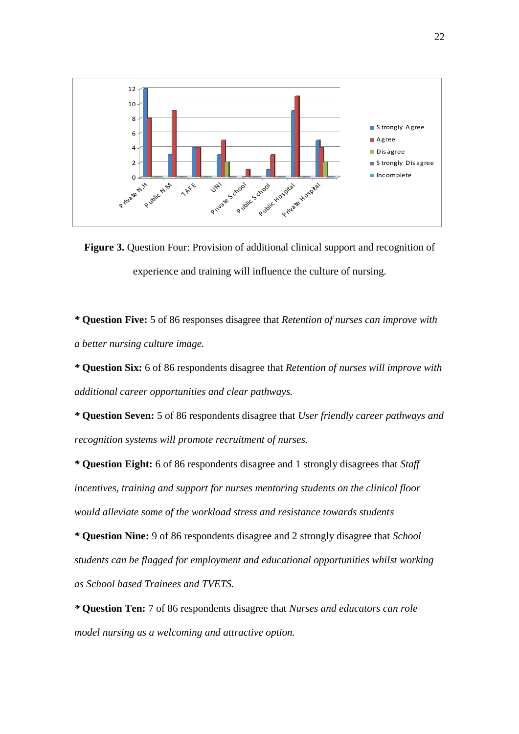**Figure 3.** Question Four: Provision of additional clinical support and recognition of experience and training will influence the culture of nursing.

**\* Question Five:** 5 of 86 responses disagree that *Retention of nurses can improve with a better nursing culture image.*

**\* Question Six:** 6 of 86 respondents disagree that *Retention of nurses will improve with additional career opportunities and clear pathways.*

**\* Question Seven:** 5 of 86 respondents disagree that *User friendly career pathways and recognition systems will promote recruitment of nurses.*

**\* Question Eight:** 6 of 86 respondents disagree and 1 strongly disagrees that *Staff incentives, training and support for nurses mentoring students on the clinical floor would alleviate some of the workload stress and resistance towards students*

**\* Question Nine:** 9 of 86 respondents disagree and 2 strongly disagree that *School students can be flagged for employment and educational opportunities whilst working as School based Trainees and TVETS.*

**\* Question Ten:** 7 of 86 respondents disagree that *Nurses and educators can role model nursing as a welcoming and attractive option.*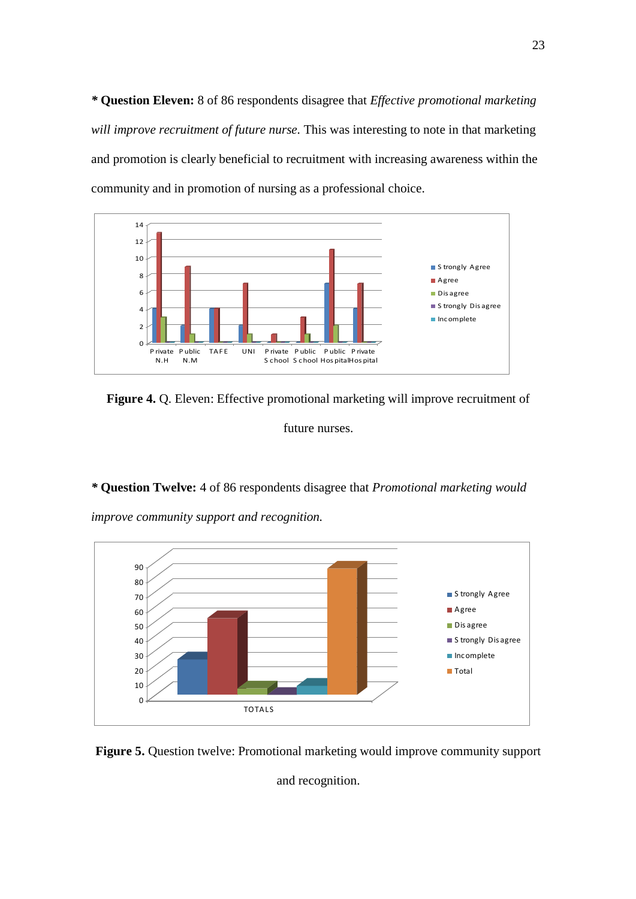**\* Question Eleven:** 8 of 86 respondents disagree that *Effective promotional marketing will improve recruitment of future nurse.* This was interesting to note in that marketing and promotion is clearly beneficial to recruitment with increasing awareness within the community and in promotion of nursing as a professional choice.

**Figure 4.** Q. Eleven: Effective promotional marketing will improve recruitment of future nurses.

**\* Question Twelve:** 4 of 86 respondents disagree that *Promotional marketing would improve community support and recognition.*

**Figure 5.** Question twelve: Promotional marketing would improve community support and recognition.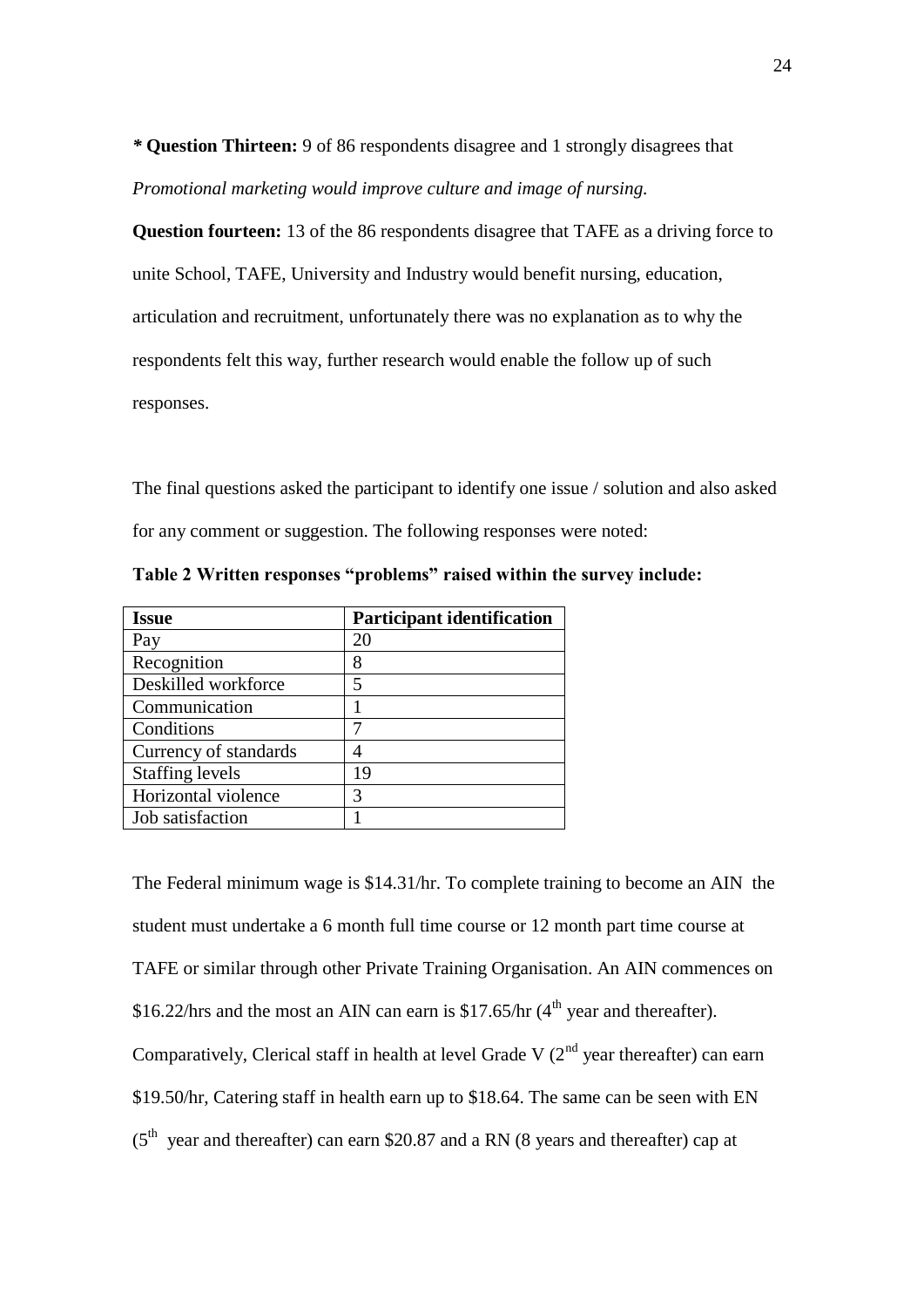**\* Question Thirteen:** 9 of 86 respondents disagree and 1 strongly disagrees that *Promotional marketing would improve culture and image of nursing.*

**Question fourteen:** 13 of the 86 respondents disagree that TAFE as a driving force to unite School, TAFE, University and Industry would benefit nursing, education, articulation and recruitment, unfortunately there was no explanation as to why the respondents felt this way, further research would enable the follow up of such responses.

The final questions asked the participant to identify one issue / solution and also asked for any comment or suggestion. The following responses were noted:

**Table 2 Written responses "problems" raised within the survey include:**

| Issue | Participant identification |
|---|---|
| Pay | 20 |
| Recognition | 8 |
| Deskilled workforce | 5 |
| Communication | 1 |
| Conditions | 7 |
| Currency of standards | 4 |
| Staffing levels | 19 |
| Horizontal violence | 3 |
| Job satisfaction | 1 |

The Federal minimum wage is $14.31/hr. To complete training to become an AIN the student must undertake a 6 month full time course or 12 month part time course at TAFE or similar through other Private Training Organisation. An AIN commences on $16.22/hrs and the most an AIN can earn is $17.65/hr (4th year and thereafter). Comparatively, Clerical staff in health at level Grade V (2nd year thereafter) can earn $19.50/hr, Catering staff in health earn up to $18.64. The same can be seen with EN (5th year and thereafter) can earn $20.87 and a RN (8 years and thereafter) cap at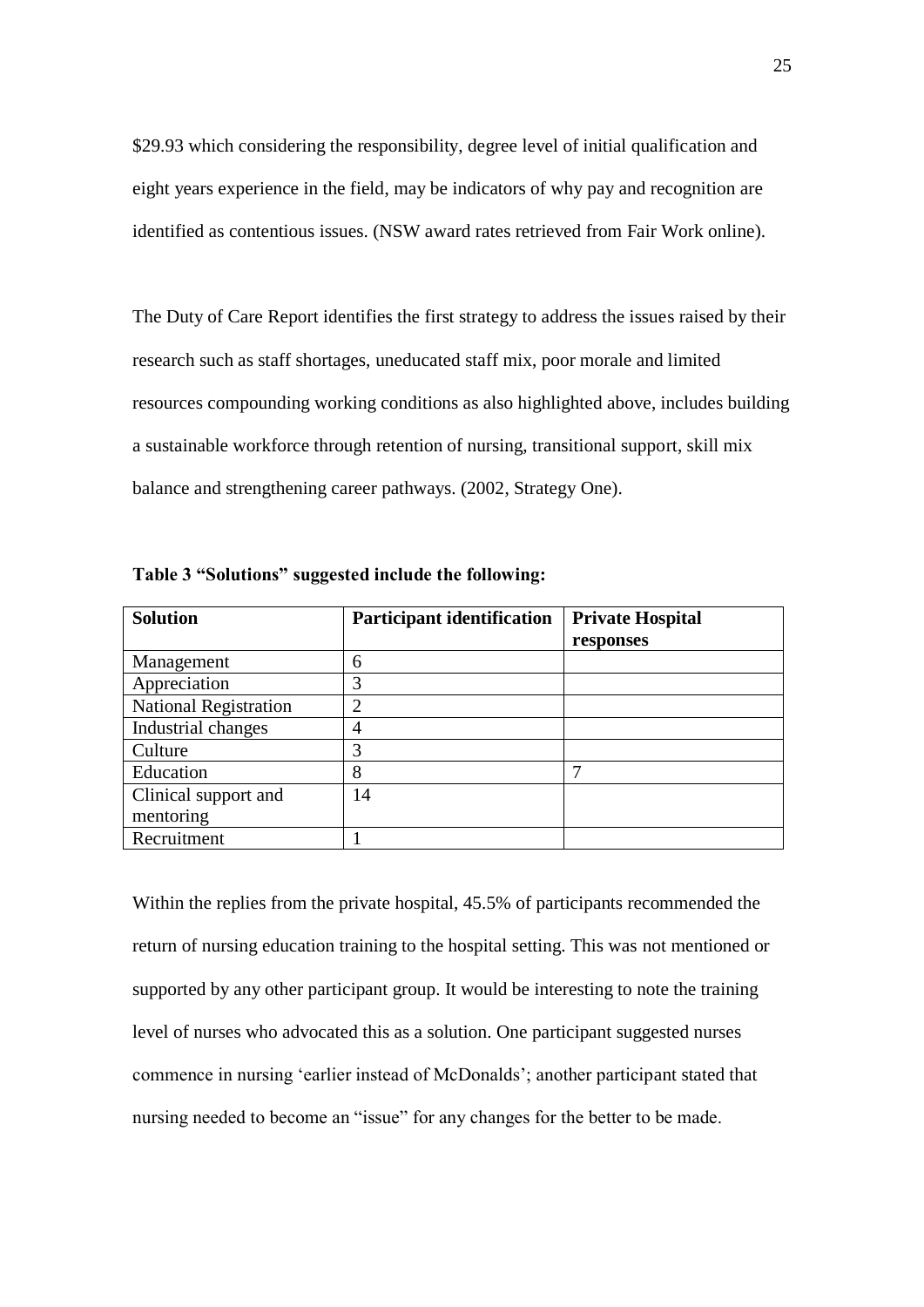$29.93 which considering the responsibility, degree level of initial qualification and eight years experience in the field, may be indicators of why pay and recognition are identified as contentious issues. (NSW award rates retrieved from Fair Work online).

The Duty of Care Report identifies the first strategy to address the issues raised by their research such as staff shortages, uneducated staff mix, poor morale and limited resources compounding working conditions as also highlighted above, includes building a sustainable workforce through retention of nursing, transitional support, skill mix balance and strengthening career pathways. (2002, Strategy One).

**Table 3 "Solutions" suggested include the following:**

| Solution | Participant identification | Private Hospital responses |
|---|---|---|
| Management | 6 | |
| Appreciation | 3 | |
| National Registration | 2 | |
| Industrial changes | 4 | |
| Culture | 3 | |
| Education | 8 | 7 |
| Clinical support and mentoring | 14 | |
| Recruitment | 1 | |

Within the replies from the private hospital, 45.5% of participants recommended the return of nursing education training to the hospital setting. This was not mentioned or supported by any other participant group. It would be interesting to note the training level of nurses who advocated this as a solution. One participant suggested nurses commence in nursing 'earlier instead of McDonalds'; another participant stated that nursing needed to become an "issue" for any changes for the better to be made.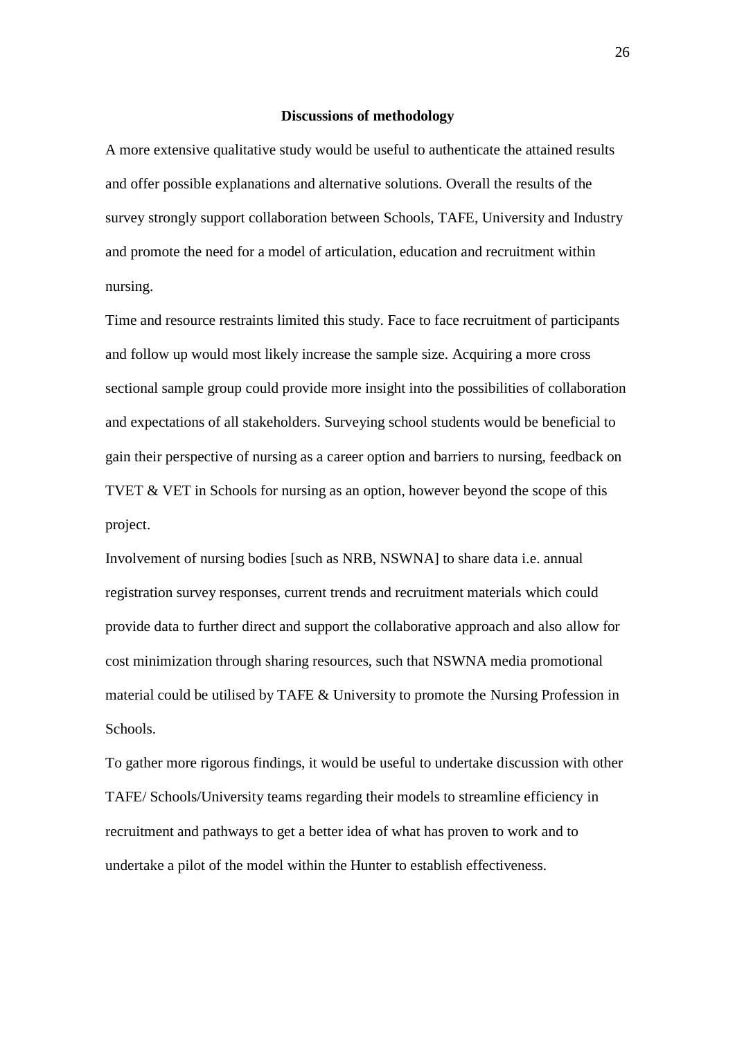**Discussions of methodology**

A more extensive qualitative study would be useful to authenticate the attained results and offer possible explanations and alternative solutions. Overall the results of the survey strongly support collaboration between Schools, TAFE, University and Industry and promote the need for a model of articulation, education and recruitment within nursing.

Time and resource restraints limited this study. Face to face recruitment of participants and follow up would most likely increase the sample size. Acquiring a more cross sectional sample group could provide more insight into the possibilities of collaboration and expectations of all stakeholders. Surveying school students would be beneficial to gain their perspective of nursing as a career option and barriers to nursing, feedback on TVET & VET in Schools for nursing as an option, however beyond the scope of this project.

Involvement of nursing bodies [such as NRB, NSWNA] to share data i.e. annual registration survey responses, current trends and recruitment materials which could provide data to further direct and support the collaborative approach and also allow for cost minimization through sharing resources, such that NSWNA media promotional material could be utilised by TAFE & University to promote the Nursing Profession in Schools.

To gather more rigorous findings, it would be useful to undertake discussion with other TAFE/ Schools/University teams regarding their models to streamline efficiency in recruitment and pathways to get a better idea of what has proven to work and to undertake a pilot of the model within the Hunter to establish effectiveness.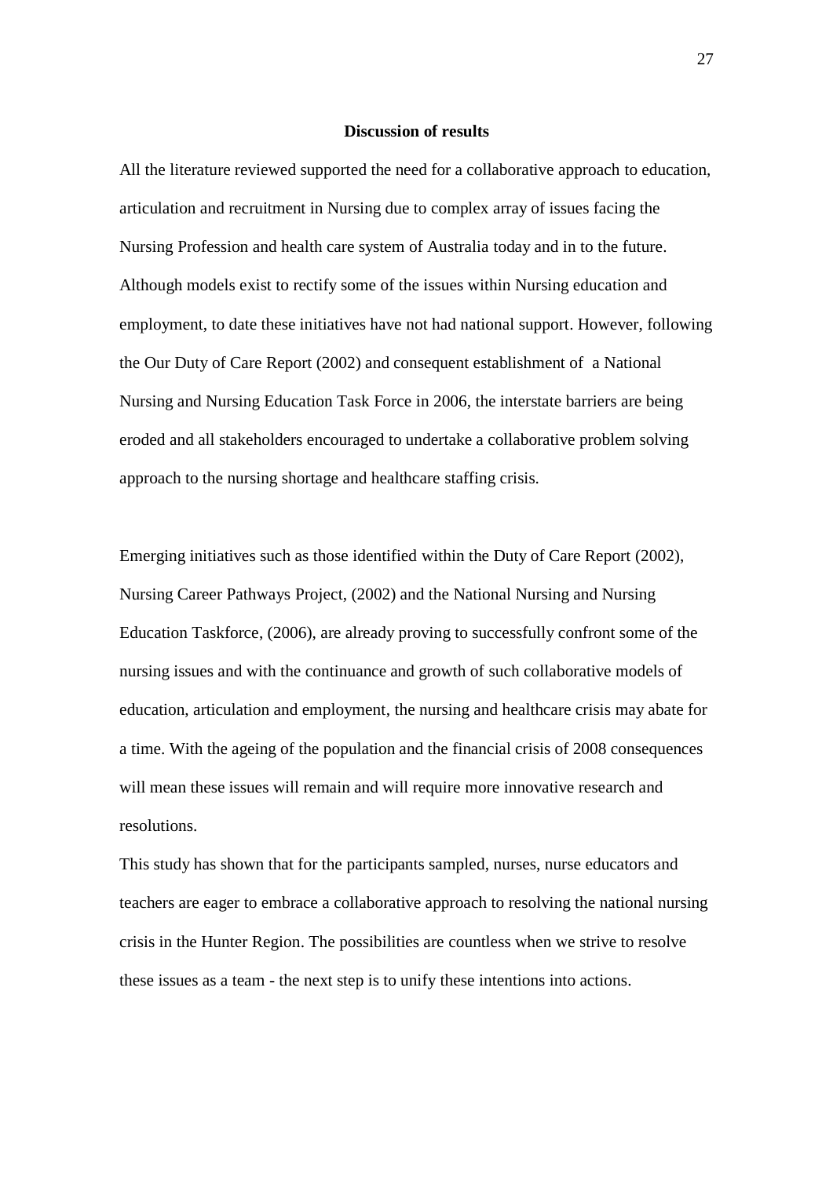## Discussion of results

All the literature reviewed supported the need for a collaborative approach to education, articulation and recruitment in Nursing due to complex array of issues facing the Nursing Profession and health care system of Australia today and in to the future. Although models exist to rectify some of the issues within Nursing education and employment, to date these initiatives have not had national support. However, following the Our Duty of Care Report (2002) and consequent establishment of a National Nursing and Nursing Education Task Force in 2006, the interstate barriers are being eroded and all stakeholders encouraged to undertake a collaborative problem solving approach to the nursing shortage and healthcare staffing crisis.

Emerging initiatives such as those identified within the Duty of Care Report (2002), Nursing Career Pathways Project, (2002) and the National Nursing and Nursing Education Taskforce, (2006), are already proving to successfully confront some of the nursing issues and with the continuance and growth of such collaborative models of education, articulation and employment, the nursing and healthcare crisis may abate for a time. With the ageing of the population and the financial crisis of 2008 consequences will mean these issues will remain and will require more innovative research and resolutions.

This study has shown that for the participants sampled, nurses, nurse educators and teachers are eager to embrace a collaborative approach to resolving the national nursing crisis in the Hunter Region. The possibilities are countless when we strive to resolve these issues as a team - the next step is to unify these intentions into actions.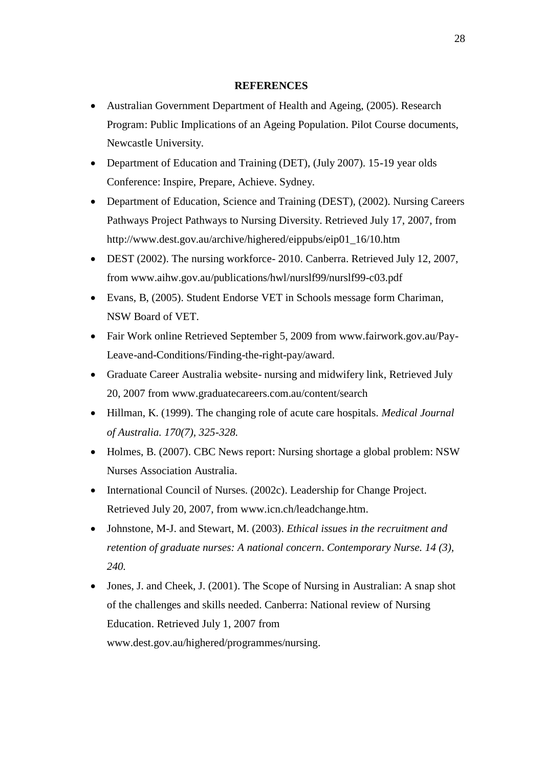**REFERENCES**

- Australian Government Department of Health and Ageing, (2005). Research Program: Public Implications of an Ageing Population. Pilot Course documents, Newcastle University.
- Department of Education and Training (DET), (July 2007). 15-19 year olds Conference: Inspire, Prepare, Achieve. Sydney.
- Department of Education, Science and Training (DEST), (2002). Nursing Careers Pathways Project Pathways to Nursing Diversity. Retrieved July 17, 2007, from http://www.dest.gov.au/archive/highered/eippubs/eip01_16/10.htm
- DEST (2002). The nursing workforce- 2010. Canberra. Retrieved July 12, 2007, from www.aihw.gov.au/publications/hwl/nurslf99/nurslf99-c03.pdf
- Evans, B, (2005). Student Endorse VET in Schools message form Chariman, NSW Board of VET.
- Fair Work online Retrieved September 5, 2009 from www.fairwork.gov.au/Pay-Leave-and-Conditions/Finding-the-right-pay/award.
- Graduate Career Australia website- nursing and midwifery link, Retrieved July 20, 2007 from www.graduatecareers.com.au/content/search
- Hillman, K. (1999). The changing role of acute care hospitals. *Medical Journal of Australia. 170(7), 325-328.*
- Holmes, B. (2007). CBC News report: Nursing shortage a global problem: NSW Nurses Association Australia.
- International Council of Nurses. (2002c). Leadership for Change Project. Retrieved July 20, 2007, from www.icn.ch/leadchange.htm.
- Johnstone, M-J. and Stewart, M. (2003). *Ethical issues in the recruitment and retention of graduate nurses: A national concern*. *Contemporary Nurse. 14 (3), 240.*
- Jones, J. and Cheek, J. (2001). The Scope of Nursing in Australian: A snap shot of the challenges and skills needed. Canberra: National review of Nursing Education. Retrieved July 1, 2007 from www.dest.gov.au/highered/programmes/nursing.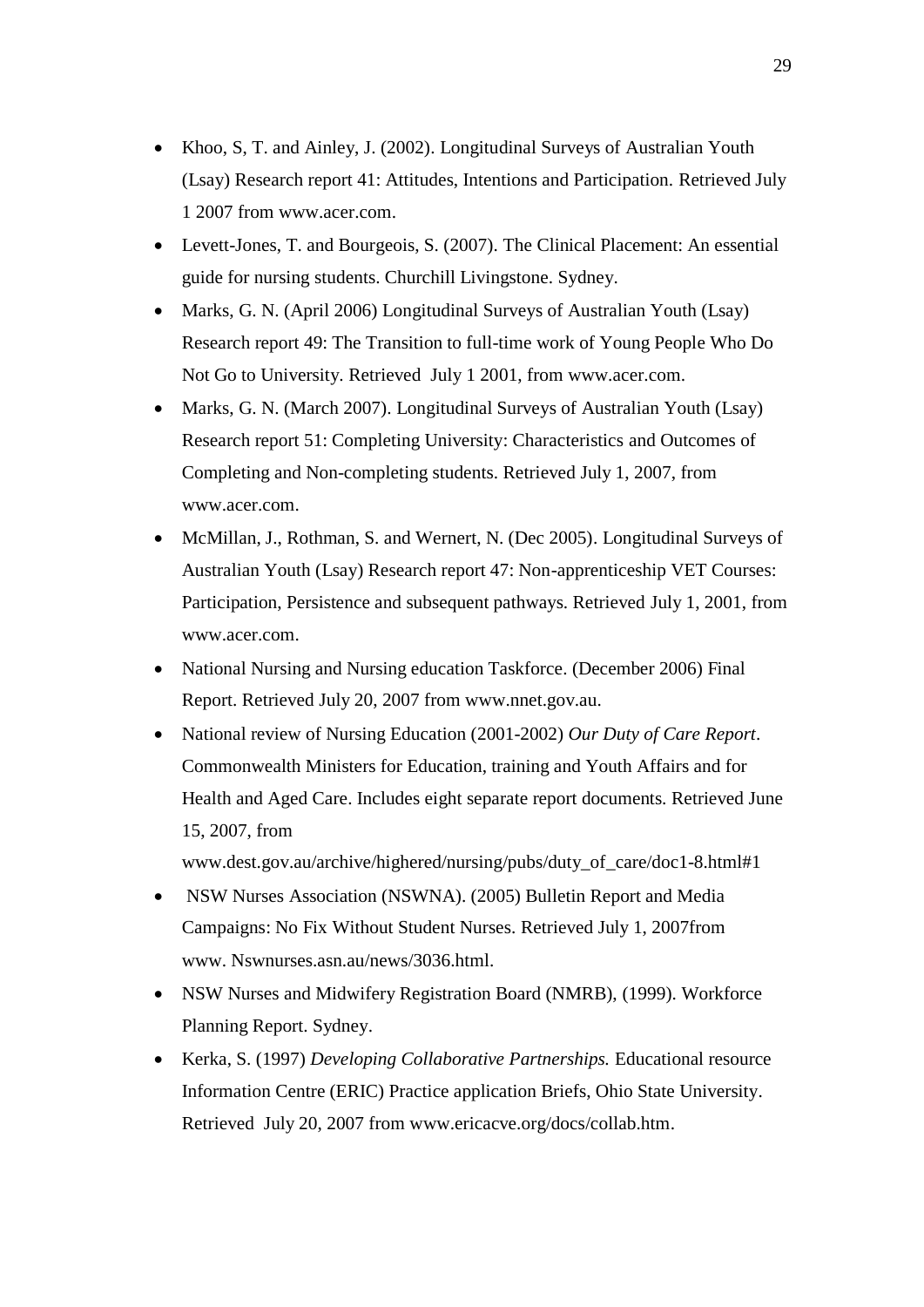- Khoo, S, T. and Ainley, J. (2002). Longitudinal Surveys of Australian Youth (Lsay) Research report 41: Attitudes, Intentions and Participation. Retrieved July 1 2007 from www.acer.com.
- Levett-Jones, T. and Bourgeois, S. (2007). The Clinical Placement: An essential guide for nursing students. Churchill Livingstone. Sydney.
- Marks, G. N. (April 2006) Longitudinal Surveys of Australian Youth (Lsay) Research report 49: The Transition to full-time work of Young People Who Do Not Go to University. Retrieved July 1 2001, from www.acer.com.
- Marks, G. N. (March 2007). Longitudinal Surveys of Australian Youth (Lsay) Research report 51: Completing University: Characteristics and Outcomes of Completing and Non-completing students. Retrieved July 1, 2007, from www.acer.com.
- McMillan, J., Rothman, S. and Wernert, N. (Dec 2005). Longitudinal Surveys of Australian Youth (Lsay) Research report 47: Non-apprenticeship VET Courses: Participation, Persistence and subsequent pathways. Retrieved July 1, 2001, from www.acer.com.
- National Nursing and Nursing education Taskforce. (December 2006) Final Report. Retrieved July 20, 2007 from www.nnet.gov.au.
- National review of Nursing Education (2001-2002) *Our Duty of Care Report*. Commonwealth Ministers for Education, training and Youth Affairs and for Health and Aged Care. Includes eight separate report documents. Retrieved June 15, 2007, from www.dest.gov.au/archive/highered/nursing/pubs/duty_of_care/doc1-8.html#1
- NSW Nurses Association (NSWNA). (2005) Bulletin Report and Media Campaigns: No Fix Without Student Nurses. Retrieved July 1, 2007from www. Nswnurses.asn.au/news/3036.html.
- NSW Nurses and Midwifery Registration Board (NMRB), (1999). Workforce Planning Report. Sydney.
- Kerka, S. (1997) *Developing Collaborative Partnerships.* Educational resource Information Centre (ERIC) Practice application Briefs, Ohio State University. Retrieved July 20, 2007 from www.ericacve.org/docs/collab.htm.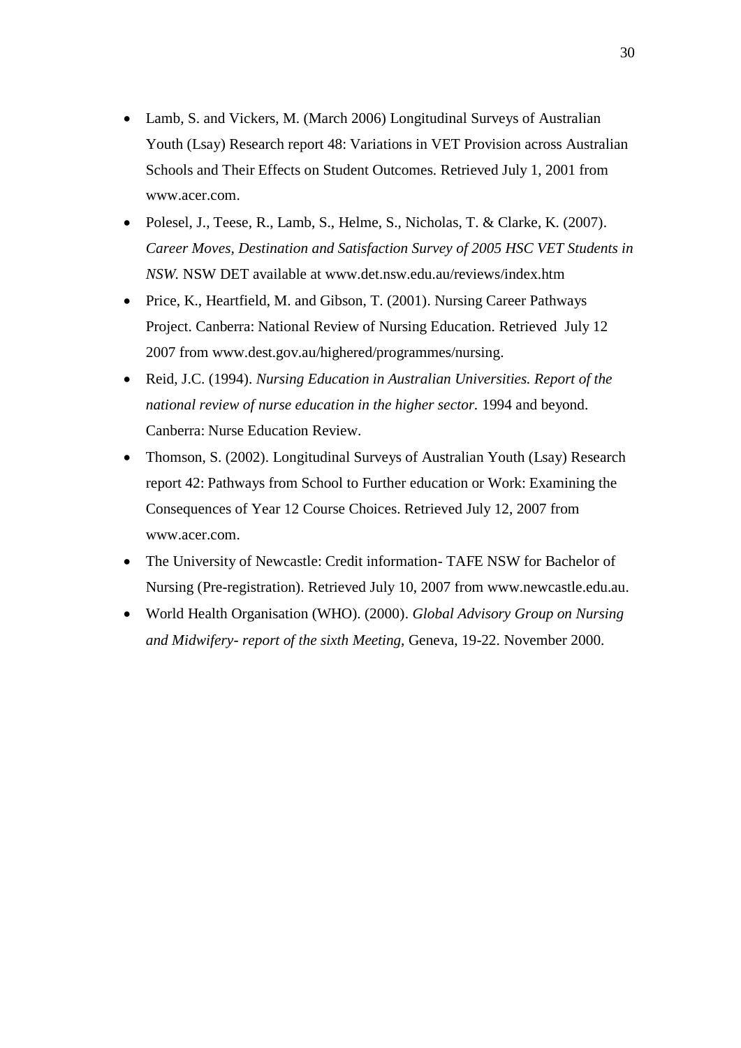- Lamb, S. and Vickers, M. (March 2006) Longitudinal Surveys of Australian Youth (Lsay) Research report 48: Variations in VET Provision across Australian Schools and Their Effects on Student Outcomes. Retrieved July 1, 2001 from www.acer.com.
- Polesel, J., Teese, R., Lamb, S., Helme, S., Nicholas, T. & Clarke, K. (2007). *Career Moves, Destination and Satisfaction Survey of 2005 HSC VET Students in NSW.* NSW DET available at www.det.nsw.edu.au/reviews/index.htm
- Price, K., Heartfield, M. and Gibson, T. (2001). Nursing Career Pathways Project. Canberra: National Review of Nursing Education. Retrieved July 12 2007 from www.dest.gov.au/highered/programmes/nursing.
- Reid, J.C. (1994). *Nursing Education in Australian Universities. Report of the national review of nurse education in the higher sector.* 1994 and beyond. Canberra: Nurse Education Review.
- Thomson, S. (2002). Longitudinal Surveys of Australian Youth (Lsay) Research report 42: Pathways from School to Further education or Work: Examining the Consequences of Year 12 Course Choices. Retrieved July 12, 2007 from www.acer.com.
- The University of Newcastle: Credit information- TAFE NSW for Bachelor of Nursing (Pre-registration). Retrieved July 10, 2007 from www.newcastle.edu.au.
- World Health Organisation (WHO). (2000). *Global Advisory Group on Nursing and Midwifery- report of the sixth Meeting*, Geneva, 19-22. November 2000.